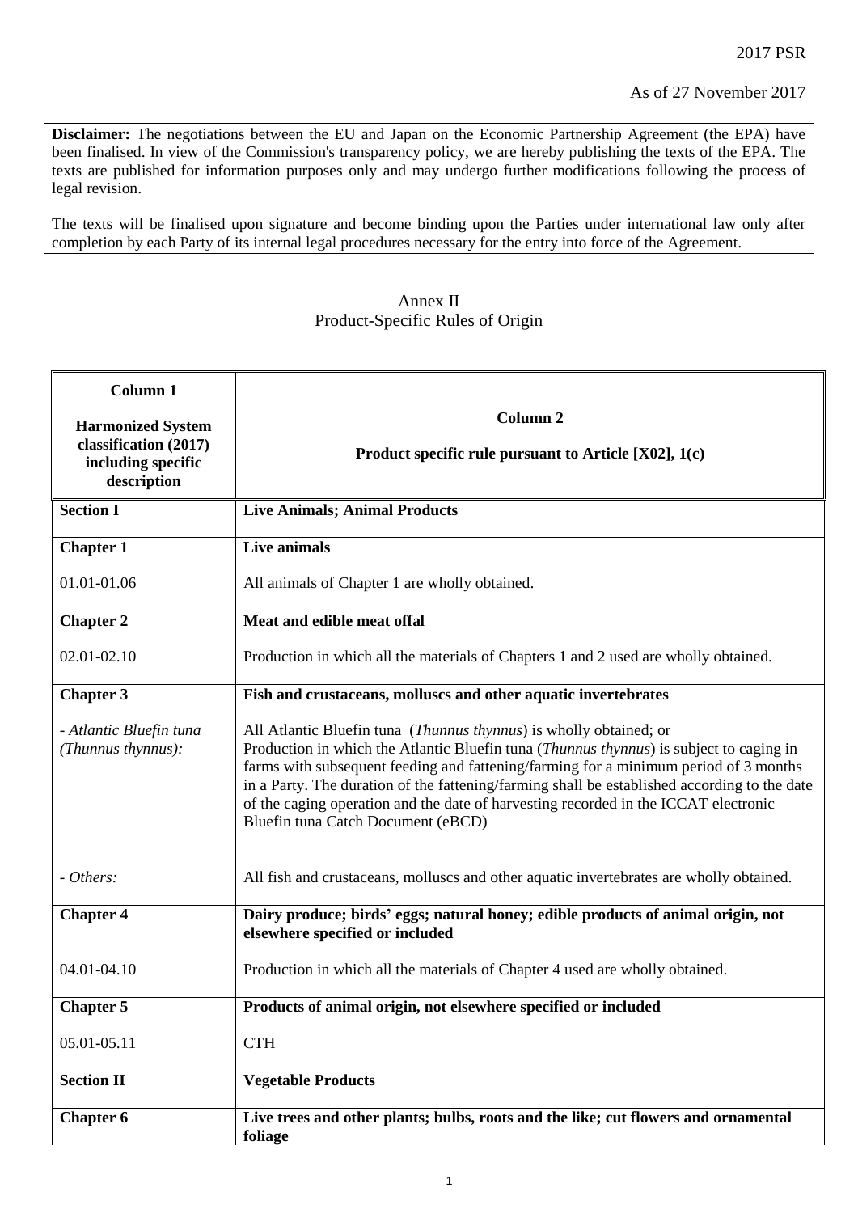2017 PSR

As of 27 November 2017

**Disclaimer:** The negotiations between the EU and Japan on the Economic Partnership Agreement (the EPA) have been finalised. In view of the Commission's transparency policy, we are hereby publishing the texts of the EPA. The texts are published for information purposes only and may undergo further modifications following the process of legal revision.

The texts will be finalised upon signature and become binding upon the Parties under international law only after completion by each Party of its internal legal procedures necessary for the entry into force of the Agreement.

# Annex II
## Product-Specific Rules of Origin

| **Column 1**<br><br>**Harmonized System classification (2017) including specific description** | **Column 2**<br><br>**Product specific rule pursuant to Article [X02], 1(c)** |
|---|---|
| **Section I** | **Live Animals; Animal Products** |
| **Chapter 1** | **Live animals** |
| 01.01-01.06 | All animals of Chapter 1 are wholly obtained. |
| **Chapter 2** | **Meat and edible meat offal** |
| 02.01-02.10 | Production in which all the materials of Chapters 1 and 2 used are wholly obtained. |
| **Chapter 3** | **Fish and crustaceans, molluscs and other aquatic invertebrates** |
| *- Atlantic Bluefin tuna (Thunnus thynnus):* | All Atlantic Bluefin tuna (*Thunnus thynnus*) is wholly obtained; or<br>Production in which the Atlantic Bluefin tuna (*Thunnus thynnus*) is subject to caging in farms with subsequent feeding and fattening/farming for a minimum period of 3 months in a Party. The duration of the fattening/farming shall be established according to the date of the caging operation and the date of harvesting recorded in the ICCAT electronic Bluefin tuna Catch Document (eBCD) |
| *- Others:* | All fish and crustaceans, molluscs and other aquatic invertebrates are wholly obtained. |
| **Chapter 4** | **Dairy produce; birds' eggs; natural honey; edible products of animal origin, not elsewhere specified or included** |
| 04.01-04.10 | Production in which all the materials of Chapter 4 used are wholly obtained. |
| **Chapter 5** | **Products of animal origin, not elsewhere specified or included** |
| 05.01-05.11 | CTH |
| **Section II** | **Vegetable Products** |
| **Chapter 6** | **Live trees and other plants; bulbs, roots and the like; cut flowers and ornamental foliage** |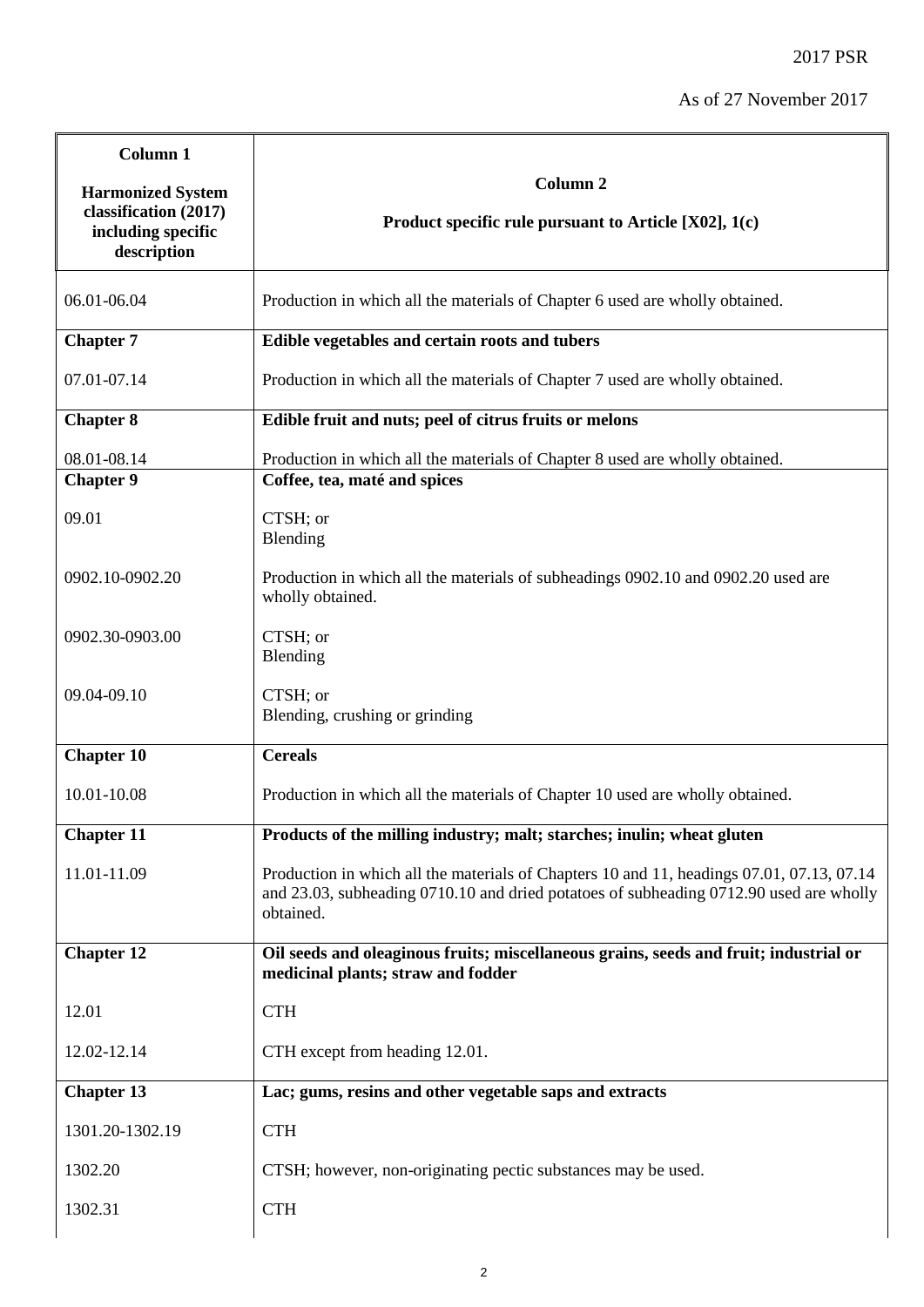| Column 1<br><br>Harmonized System classification (2017) including specific description | Column 2<br><br>Product specific rule pursuant to Article [X02], 1(c) |
|---|---|
| 06.01-06.04 | Production in which all the materials of Chapter 6 used are wholly obtained. |
| **Chapter 7** | **Edible vegetables and certain roots and tubers** |
| 07.01-07.14 | Production in which all the materials of Chapter 7 used are wholly obtained. |
| **Chapter 8** | **Edible fruit and nuts; peel of citrus fruits or melons** |
| 08.01-08.14 | Production in which all the materials of Chapter 8 used are wholly obtained. |
| **Chapter 9** | **Coffee, tea, maté and spices** |
| 09.01 | CTSH; or<br>Blending |
| 0902.10-0902.20 | Production in which all the materials of subheadings 0902.10 and 0902.20 used are wholly obtained. |
| 0902.30-0903.00 | CTSH; or<br>Blending |
| 09.04-09.10 | CTSH; or<br>Blending, crushing or grinding |
| **Chapter 10** | **Cereals** |
| 10.01-10.08 | Production in which all the materials of Chapter 10 used are wholly obtained. |
| **Chapter 11** | **Products of the milling industry; malt; starches; inulin; wheat gluten** |
| 11.01-11.09 | Production in which all the materials of Chapters 10 and 11, headings 07.01, 07.13, 07.14 and 23.03, subheading 0710.10 and dried potatoes of subheading 0712.90 used are wholly obtained. |
| **Chapter 12** | **Oil seeds and oleaginous fruits; miscellaneous grains, seeds and fruit; industrial or medicinal plants; straw and fodder** |
| 12.01 | CTH |
| 12.02-12.14 | CTH except from heading 12.01. |
| **Chapter 13** | **Lac; gums, resins and other vegetable saps and extracts** |
| 1301.20-1302.19 | CTH |
| 1302.20 | CTSH; however, non-originating pectic substances may be used. |
| 1302.31 | CTH |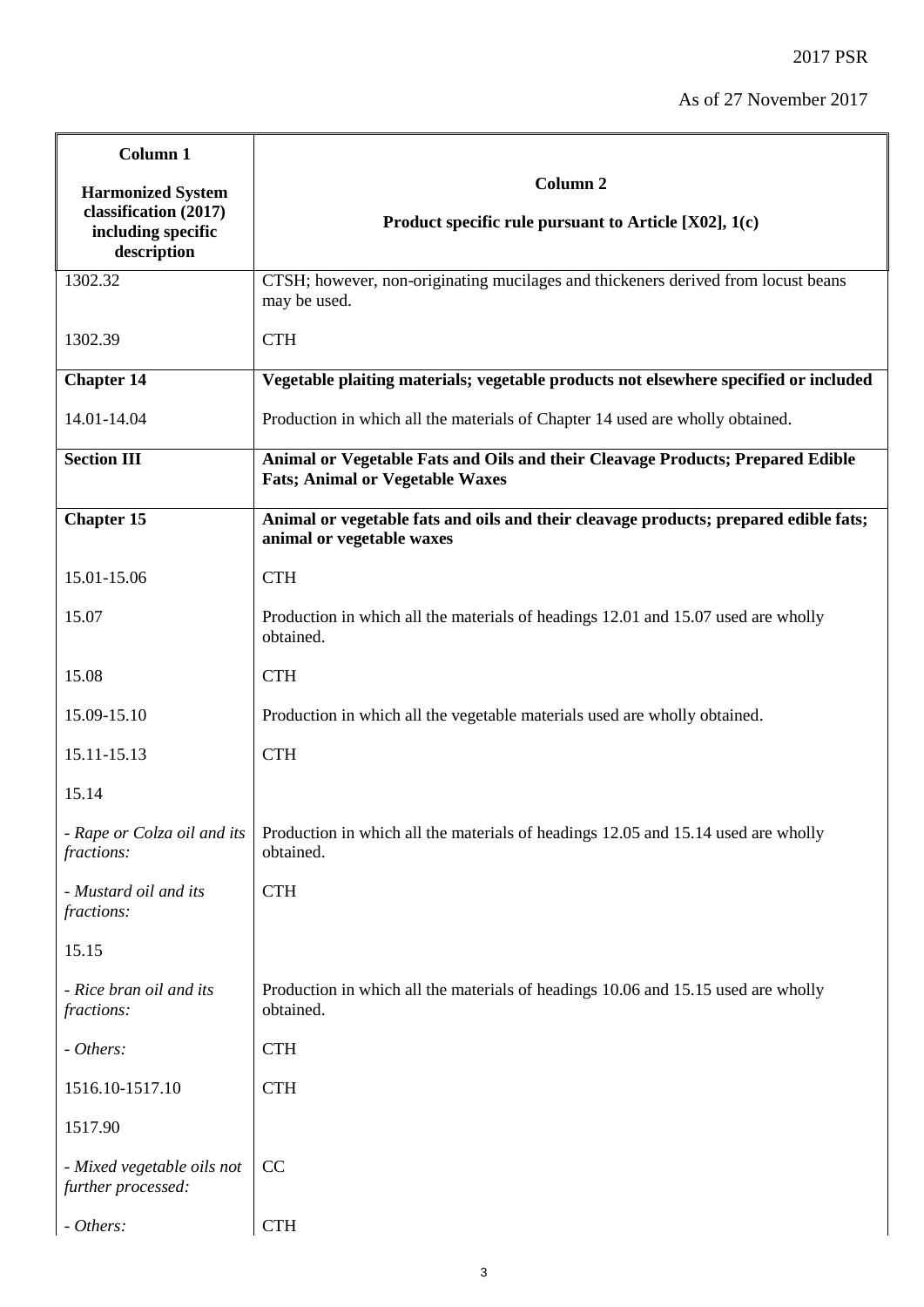| Column 1<br><br>Harmonized System classification (2017) including specific description | Column 2<br><br>Product specific rule pursuant to Article [X02], 1(c) |
|---|---|
| 1302.32 | CTSH; however, non-originating mucilages and thickeners derived from locust beans may be used. |
| 1302.39 | CTH |
| **Chapter 14** | **Vegetable plaiting materials; vegetable products not elsewhere specified or included** |
| 14.01-14.04 | Production in which all the materials of Chapter 14 used are wholly obtained. |
| **Section III** | **Animal or Vegetable Fats and Oils and their Cleavage Products; Prepared Edible Fats; Animal or Vegetable Waxes** |
| **Chapter 15** | **Animal or vegetable fats and oils and their cleavage products; prepared edible fats; animal or vegetable waxes** |
| 15.01-15.06 | CTH |
| 15.07 | Production in which all the materials of headings 12.01 and 15.07 used are wholly obtained. |
| 15.08 | CTH |
| 15.09-15.10 | Production in which all the vegetable materials used are wholly obtained. |
| 15.11-15.13 | CTH |
| 15.14 | |
| *- Rape or Colza oil and its fractions:* | Production in which all the materials of headings 12.05 and 15.14 used are wholly obtained. |
| *- Mustard oil and its fractions:* | CTH |
| 15.15 | |
| *- Rice bran oil and its fractions:* | Production in which all the materials of headings 10.06 and 15.15 used are wholly obtained. |
| *- Others:* | CTH |
| 1516.10-1517.10 | CTH |
| 1517.90 | |
| *- Mixed vegetable oils not further processed:* | CC |
| *- Others:* | CTH |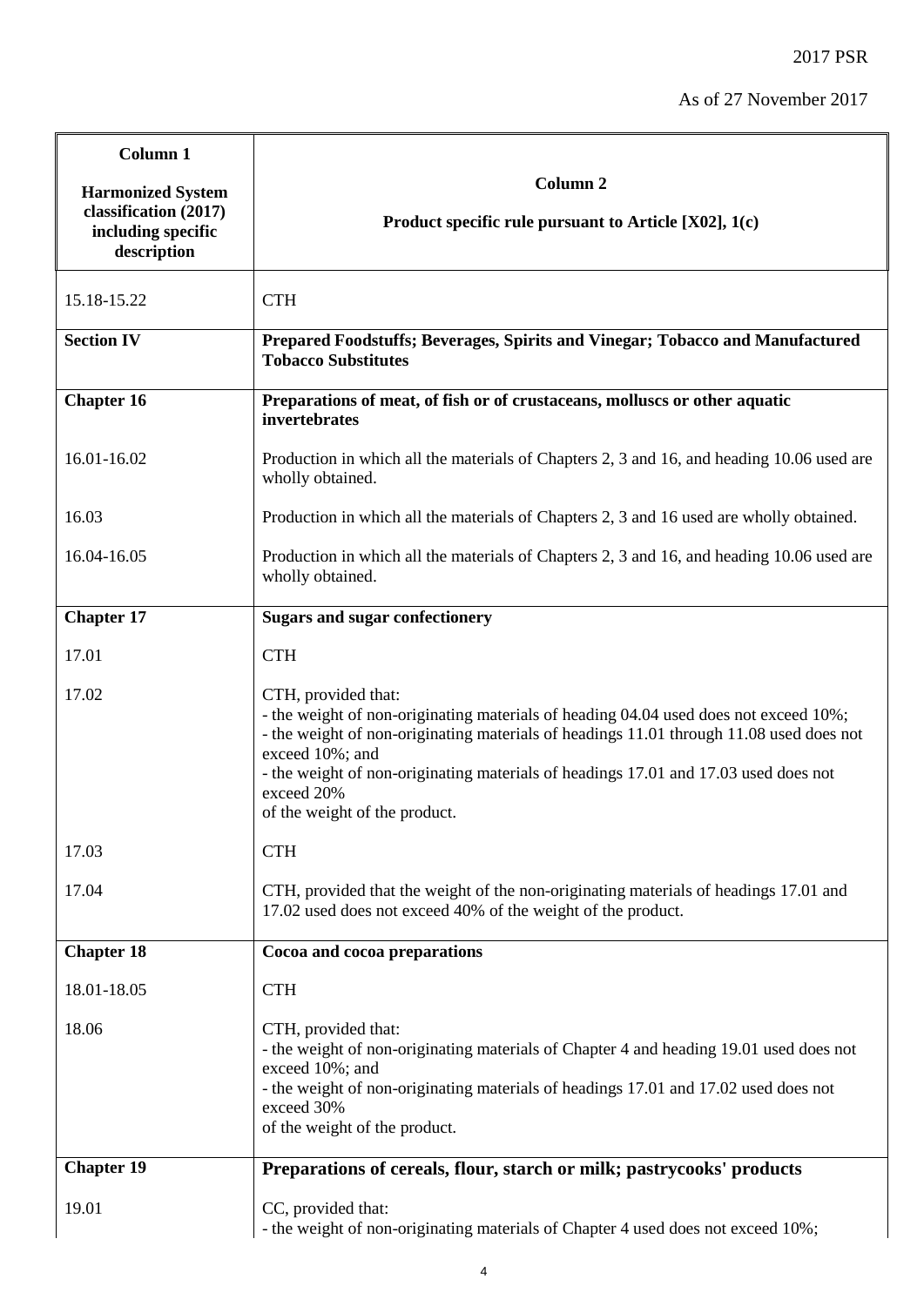2017 PSR

As of 27 November 2017

| Column 1<br><br>Harmonized System classification (2017) including specific description | Column 2<br><br>Product specific rule pursuant to Article [X02], 1(c) |
|---|---|
| 15.18-15.22 | CTH |
| **Section IV** | **Prepared Foodstuffs; Beverages, Spirits and Vinegar; Tobacco and Manufactured Tobacco Substitutes** |
| **Chapter 16** | **Preparations of meat, of fish or of crustaceans, molluscs or other aquatic invertebrates** |
| 16.01-16.02 | Production in which all the materials of Chapters 2, 3 and 16, and heading 10.06 used are wholly obtained. |
| 16.03 | Production in which all the materials of Chapters 2, 3 and 16 used are wholly obtained. |
| 16.04-16.05 | Production in which all the materials of Chapters 2, 3 and 16, and heading 10.06 used are wholly obtained. |
| **Chapter 17** | **Sugars and sugar confectionery** |
| 17.01 | CTH |
| 17.02 | CTH, provided that:<br>- the weight of non-originating materials of heading 04.04 used does not exceed 10%;<br>- the weight of non-originating materials of headings 11.01 through 11.08 used does not exceed 10%; and<br>- the weight of non-originating materials of headings 17.01 and 17.03 used does not exceed 20%<br>of the weight of the product. |
| 17.03 | CTH |
| 17.04 | CTH, provided that the weight of the non-originating materials of headings 17.01 and 17.02 used does not exceed 40% of the weight of the product. |
| **Chapter 18** | **Cocoa and cocoa preparations** |
| 18.01-18.05 | CTH |
| 18.06 | CTH, provided that:<br>- the weight of non-originating materials of Chapter 4 and heading 19.01 used does not exceed 10%; and<br>- the weight of non-originating materials of headings 17.01 and 17.02 used does not exceed 30%<br>of the weight of the product. |
| **Chapter 19** | **Preparations of cereals, flour, starch or milk; pastrycooks' products** |
| 19.01 | CC, provided that:<br>- the weight of non-originating materials of Chapter 4 used does not exceed 10%; |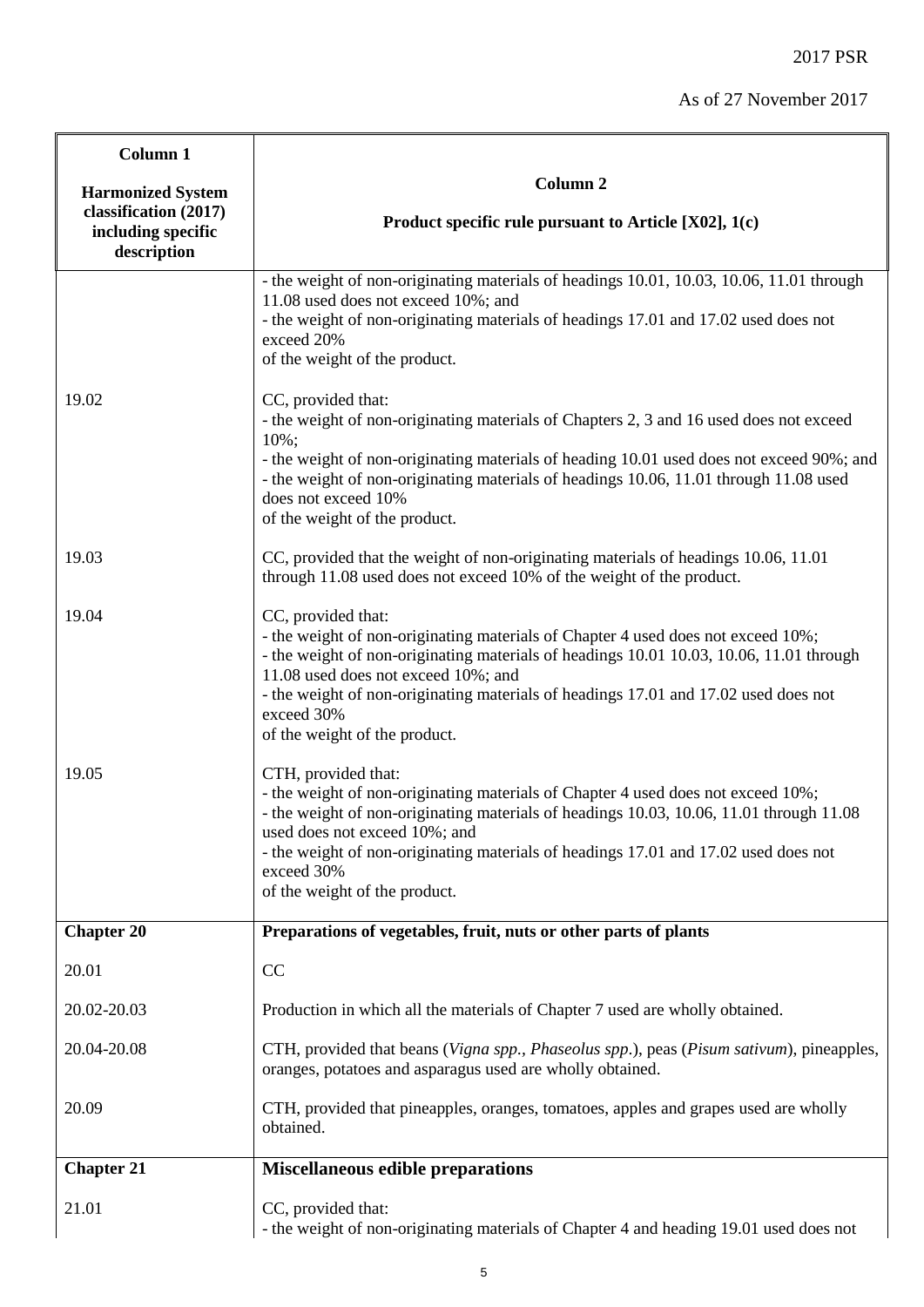| Column 1<br><br>Harmonized System classification (2017) including specific description | Column 2<br><br>Product specific rule pursuant to Article [X02], 1(c) |
|---|---|
| | - the weight of non-originating materials of headings 10.01, 10.03, 10.06, 11.01 through 11.08 used does not exceed 10%; and<br>- the weight of non-originating materials of headings 17.01 and 17.02 used does not exceed 20%<br>of the weight of the product. |
| 19.02 | CC, provided that:<br>- the weight of non-originating materials of Chapters 2, 3 and 16 used does not exceed 10%;<br>- the weight of non-originating materials of heading 10.01 used does not exceed 90%; and<br>- the weight of non-originating materials of headings 10.06, 11.01 through 11.08 used does not exceed 10%<br>of the weight of the product. |
| 19.03 | CC, provided that the weight of non-originating materials of headings 10.06, 11.01 through 11.08 used does not exceed 10% of the weight of the product. |
| 19.04 | CC, provided that:<br>- the weight of non-originating materials of Chapter 4 used does not exceed 10%;<br>- the weight of non-originating materials of headings 10.01 10.03, 10.06, 11.01 through 11.08 used does not exceed 10%; and<br>- the weight of non-originating materials of headings 17.01 and 17.02 used does not exceed 30%<br>of the weight of the product. |
| 19.05 | CTH, provided that:<br>- the weight of non-originating materials of Chapter 4 used does not exceed 10%;<br>- the weight of non-originating materials of headings 10.03, 10.06, 11.01 through 11.08 used does not exceed 10%; and<br>- the weight of non-originating materials of headings 17.01 and 17.02 used does not exceed 30%<br>of the weight of the product. |
| **Chapter 20** | **Preparations of vegetables, fruit, nuts or other parts of plants** |
| 20.01 | CC |
| 20.02-20.03 | Production in which all the materials of Chapter 7 used are wholly obtained. |
| 20.04-20.08 | CTH, provided that beans (*Vigna spp., Phaseolus spp*.), peas (*Pisum sativum*), pineapples, oranges, potatoes and asparagus used are wholly obtained. |
| 20.09 | CTH, provided that pineapples, oranges, tomatoes, apples and grapes used are wholly obtained. |
| **Chapter 21** | **Miscellaneous edible preparations** |
| 21.01 | CC, provided that:<br>- the weight of non-originating materials of Chapter 4 and heading 19.01 used does not |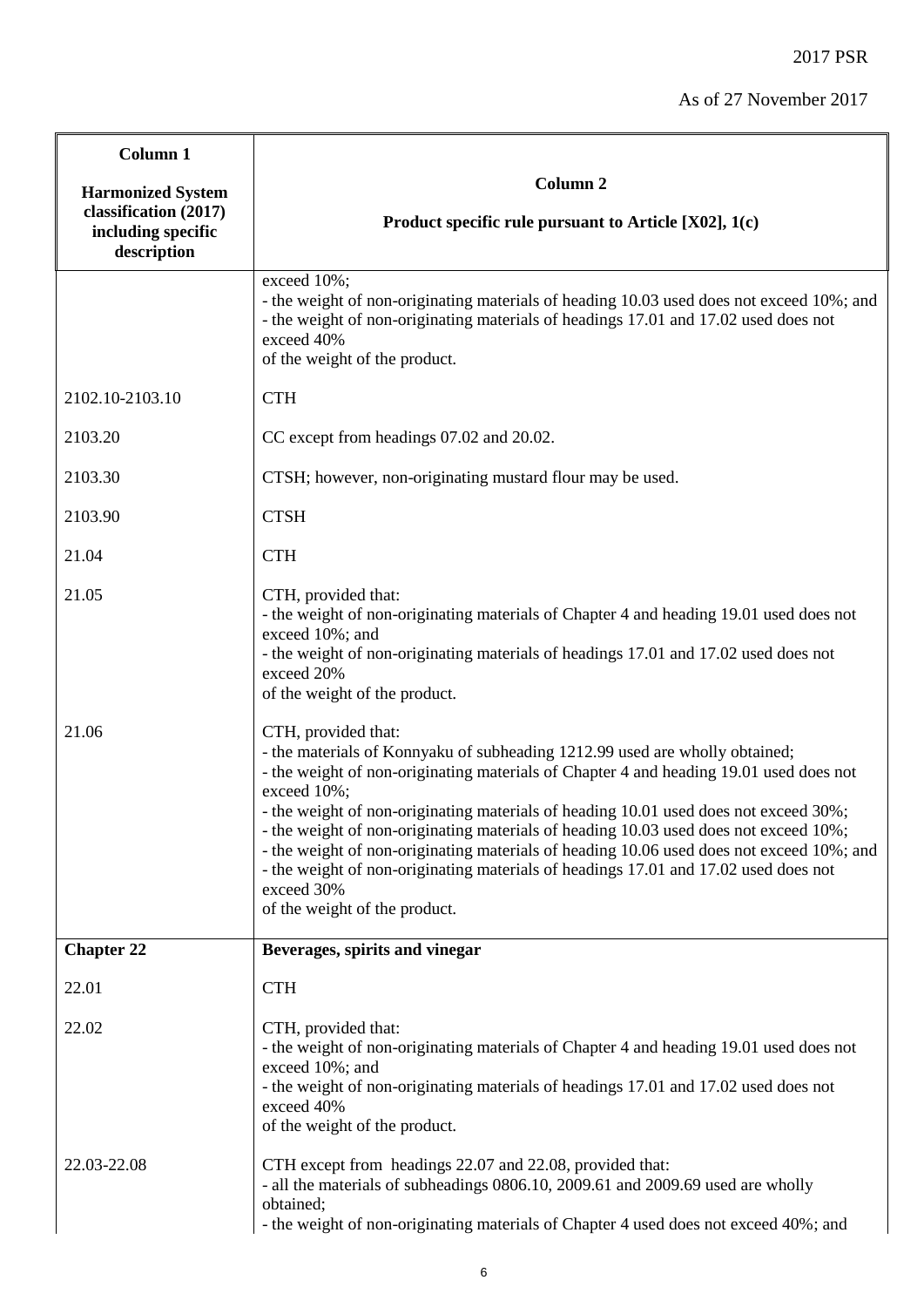| Column 1<br><br>Harmonized System classification (2017) including specific description | Column 2<br><br>Product specific rule pursuant to Article [X02], 1(c) |
|---|---|
| | exceed 10%;<br>- the weight of non-originating materials of heading 10.03 used does not exceed 10%; and<br>- the weight of non-originating materials of headings 17.01 and 17.02 used does not exceed 40%<br>of the weight of the product. |
| 2102.10-2103.10 | CTH |
| 2103.20 | CC except from headings 07.02 and 20.02. |
| 2103.30 | CTSH; however, non-originating mustard flour may be used. |
| 2103.90 | CTSH |
| 21.04 | CTH |
| 21.05 | CTH, provided that:<br>- the weight of non-originating materials of Chapter 4 and heading 19.01 used does not exceed 10%; and<br>- the weight of non-originating materials of headings 17.01 and 17.02 used does not exceed 20%<br>of the weight of the product. |
| 21.06 | CTH, provided that:<br>- the materials of Konnyaku of subheading 1212.99 used are wholly obtained;<br>- the weight of non-originating materials of Chapter 4 and heading 19.01 used does not exceed 10%;<br>- the weight of non-originating materials of heading 10.01 used does not exceed 30%;<br>- the weight of non-originating materials of heading 10.03 used does not exceed 10%;<br>- the weight of non-originating materials of heading 10.06 used does not exceed 10%; and<br>- the weight of non-originating materials of headings 17.01 and 17.02 used does not exceed 30%<br>of the weight of the product. |
| **Chapter 22** | **Beverages, spirits and vinegar** |
| 22.01 | CTH |
| 22.02 | CTH, provided that:<br>- the weight of non-originating materials of Chapter 4 and heading 19.01 used does not exceed 10%; and<br>- the weight of non-originating materials of headings 17.01 and 17.02 used does not exceed 40%<br>of the weight of the product. |
| 22.03-22.08 | CTH except from headings 22.07 and 22.08, provided that:<br>- all the materials of subheadings 0806.10, 2009.61 and 2009.69 used are wholly obtained;<br>- the weight of non-originating materials of Chapter 4 used does not exceed 40%; and |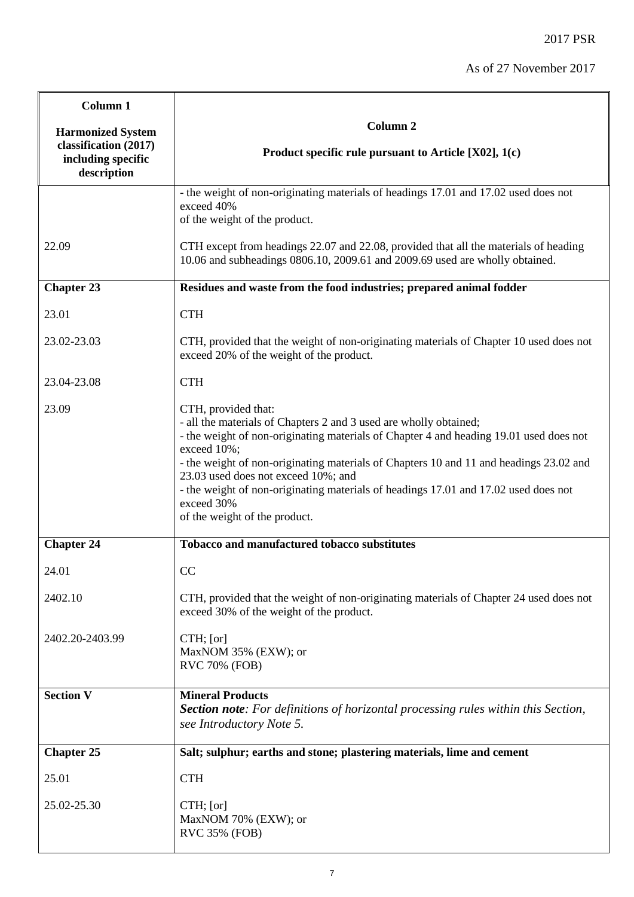| Column 1<br><br>Harmonized System classification (2017) including specific description | Column 2<br><br>Product specific rule pursuant to Article [X02], 1(c) |
|---|---|
| | - the weight of non-originating materials of headings 17.01 and 17.02 used does not exceed 40%<br>of the weight of the product. |
| 22.09 | CTH except from headings 22.07 and 22.08, provided that all the materials of heading 10.06 and subheadings 0806.10, 2009.61 and 2009.69 used are wholly obtained. |
| **Chapter 23** | **Residues and waste from the food industries; prepared animal fodder** |
| 23.01 | CTH |
| 23.02-23.03 | CTH, provided that the weight of non-originating materials of Chapter 10 used does not exceed 20% of the weight of the product. |
| 23.04-23.08 | CTH |
| 23.09 | CTH, provided that:<br>- all the materials of Chapters 2 and 3 used are wholly obtained;<br>- the weight of non-originating materials of Chapter 4 and heading 19.01 used does not exceed 10%;<br>- the weight of non-originating materials of Chapters 10 and 11 and headings 23.02 and 23.03 used does not exceed 10%; and<br>- the weight of non-originating materials of headings 17.01 and 17.02 used does not exceed 30%<br>of the weight of the product. |
| **Chapter 24** | **Tobacco and manufactured tobacco substitutes** |
| 24.01 | CC |
| 2402.10 | CTH, provided that the weight of non-originating materials of Chapter 24 used does not exceed 30% of the weight of the product. |
| 2402.20-2403.99 | CTH; [or]<br>MaxNOM 35% (EXW); or<br>RVC 70% (FOB) |
| **Section V** | **Mineral Products**<br>***Section note****: For definitions of horizontal processing rules within this Section, see Introductory Note 5.* |
| **Chapter 25** | **Salt; sulphur; earths and stone; plastering materials, lime and cement** |
| 25.01 | CTH |
| 25.02-25.30 | CTH; [or]<br>MaxNOM 70% (EXW); or<br>RVC 35% (FOB) |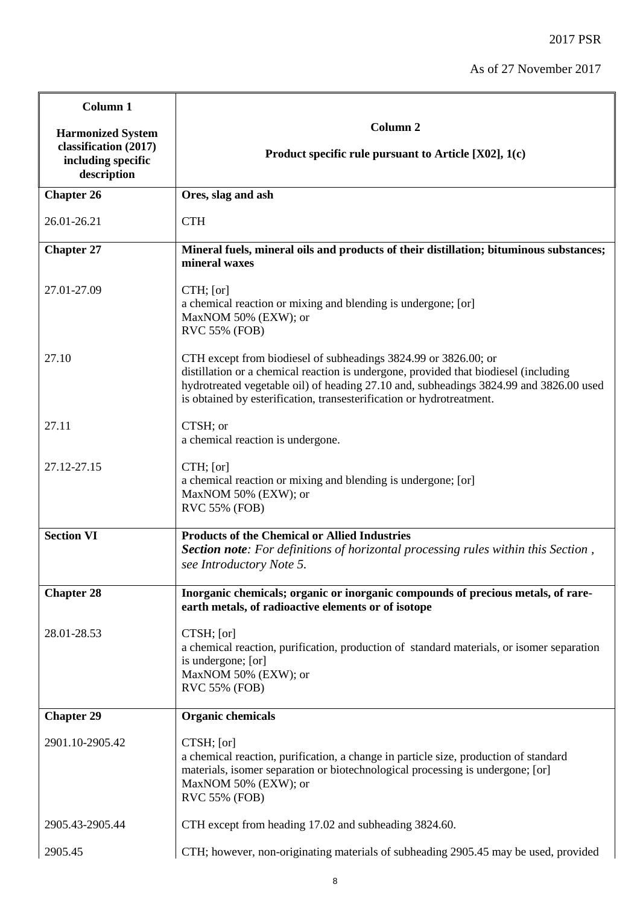2017 PSR

As of 27 November 2017

| Column 1<br><br>Harmonized System classification (2017) including specific description | Column 2<br><br>Product specific rule pursuant to Article [X02], 1(c) |
|---|---|
| **Chapter 26** | **Ores, slag and ash** |
| 26.01-26.21 | CTH |
| **Chapter 27** | **Mineral fuels, mineral oils and products of their distillation; bituminous substances; mineral waxes** |
| 27.01-27.09 | CTH; [or]<br>a chemical reaction or mixing and blending is undergone; [or]<br>MaxNOM 50% (EXW); or<br>RVC 55% (FOB) |
| 27.10 | CTH except from biodiesel of subheadings 3824.99 or 3826.00; or<br>distillation or a chemical reaction is undergone, provided that biodiesel (including hydrotreated vegetable oil) of heading 27.10 and, subheadings 3824.99 and 3826.00 used is obtained by esterification, transesterification or hydrotreatment. |
| 27.11 | CTSH; or<br>a chemical reaction is undergone. |
| 27.12-27.15 | CTH; [or]<br>a chemical reaction or mixing and blending is undergone; [or]<br>MaxNOM 50% (EXW); or<br>RVC 55% (FOB) |
| **Section VI** | **Products of the Chemical or Allied Industries**<br>***Section note****: For definitions of horizontal processing rules within this Section , see Introductory Note 5.* |
| **Chapter 28** | **Inorganic chemicals; organic or inorganic compounds of precious metals, of rare-earth metals, of radioactive elements or of isotope** |
| 28.01-28.53 | CTSH; [or]<br>a chemical reaction, purification, production of standard materials, or isomer separation is undergone; [or]<br>MaxNOM 50% (EXW); or<br>RVC 55% (FOB) |
| **Chapter 29** | **Organic chemicals** |
| 2901.10-2905.42 | CTSH; [or]<br>a chemical reaction, purification, a change in particle size, production of standard materials, isomer separation or biotechnological processing is undergone; [or]<br>MaxNOM 50% (EXW); or<br>RVC 55% (FOB) |
| 2905.43-2905.44 | CTH except from heading 17.02 and subheading 3824.60. |
| 2905.45 | CTH; however, non-originating materials of subheading 2905.45 may be used, provided |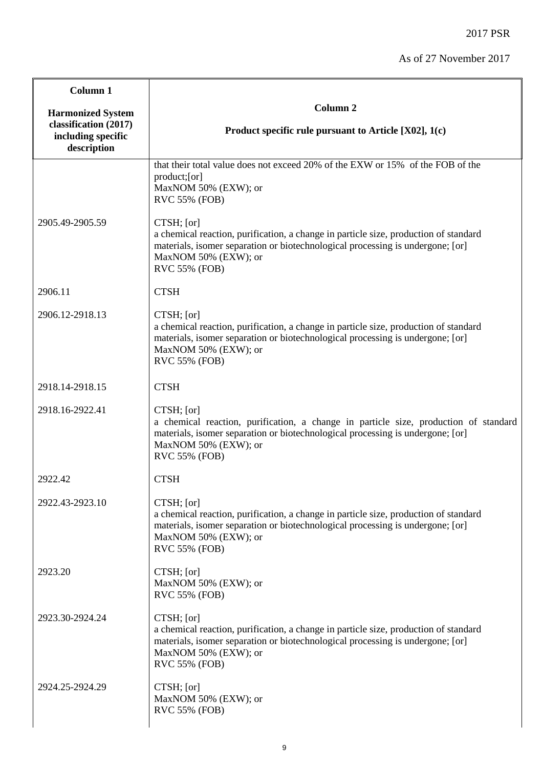| Column 1<br><br>Harmonized System classification (2017) including specific description | Column 2<br><br>Product specific rule pursuant to Article [X02], 1(c) |
|---|---|
| | that their total value does not exceed 20% of the EXW or 15% of the FOB of the product;[or]<br>MaxNOM 50% (EXW); or<br>RVC 55% (FOB) |
| 2905.49-2905.59 | CTSH; [or]<br>a chemical reaction, purification, a change in particle size, production of standard materials, isomer separation or biotechnological processing is undergone; [or]<br>MaxNOM 50% (EXW); or<br>RVC 55% (FOB) |
| 2906.11 | CTSH |
| 2906.12-2918.13 | CTSH; [or]<br>a chemical reaction, purification, a change in particle size, production of standard materials, isomer separation or biotechnological processing is undergone; [or]<br>MaxNOM 50% (EXW); or<br>RVC 55% (FOB) |
| 2918.14-2918.15 | CTSH |
| 2918.16-2922.41 | CTSH; [or]<br>a chemical reaction, purification, a change in particle size, production of standard materials, isomer separation or biotechnological processing is undergone; [or]<br>MaxNOM 50% (EXW); or<br>RVC 55% (FOB) |
| 2922.42 | CTSH |
| 2922.43-2923.10 | CTSH; [or]<br>a chemical reaction, purification, a change in particle size, production of standard materials, isomer separation or biotechnological processing is undergone; [or]<br>MaxNOM 50% (EXW); or<br>RVC 55% (FOB) |
| 2923.20 | CTSH; [or]<br>MaxNOM 50% (EXW); or<br>RVC 55% (FOB) |
| 2923.30-2924.24 | CTSH; [or]<br>a chemical reaction, purification, a change in particle size, production of standard materials, isomer separation or biotechnological processing is undergone; [or]<br>MaxNOM 50% (EXW); or<br>RVC 55% (FOB) |
| 2924.25-2924.29 | CTSH; [or]<br>MaxNOM 50% (EXW); or<br>RVC 55% (FOB) |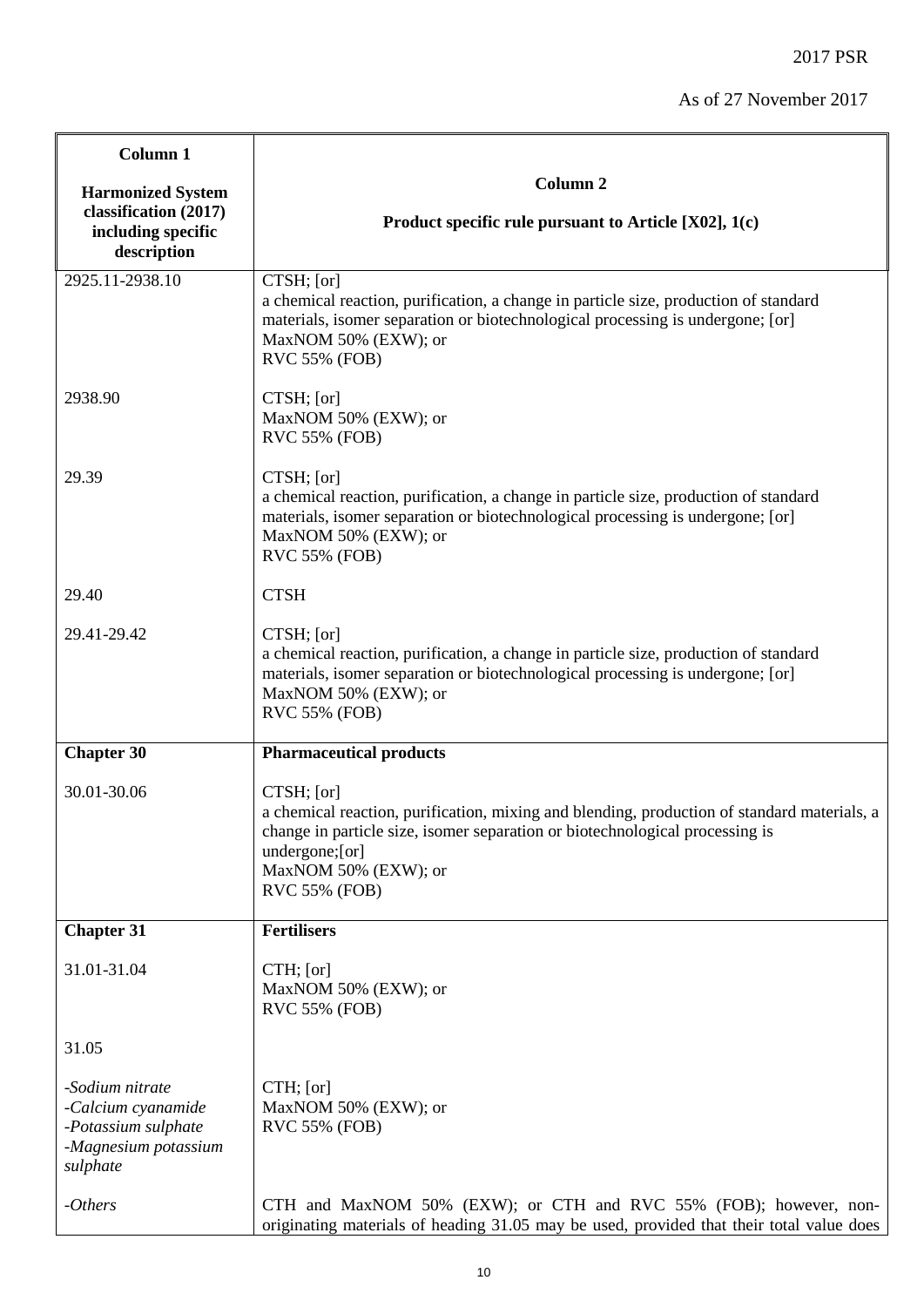| Column 1<br><br>Harmonized System classification (2017) including specific description | Column 2<br><br>Product specific rule pursuant to Article [X02], 1(c) |
|---|---|
| 2925.11-2938.10 | CTSH; [or]<br>a chemical reaction, purification, a change in particle size, production of standard materials, isomer separation or biotechnological processing is undergone; [or]<br>MaxNOM 50% (EXW); or<br>RVC 55% (FOB) |
| 2938.90 | CTSH; [or]<br>MaxNOM 50% (EXW); or<br>RVC 55% (FOB) |
| 29.39 | CTSH; [or]<br>a chemical reaction, purification, a change in particle size, production of standard materials, isomer separation or biotechnological processing is undergone; [or]<br>MaxNOM 50% (EXW); or<br>RVC 55% (FOB) |
| 29.40 | CTSH |
| 29.41-29.42 | CTSH; [or]<br>a chemical reaction, purification, a change in particle size, production of standard materials, isomer separation or biotechnological processing is undergone; [or]<br>MaxNOM 50% (EXW); or<br>RVC 55% (FOB) |
| **Chapter 30** | **Pharmaceutical products** |
| 30.01-30.06 | CTSH; [or]<br>a chemical reaction, purification, mixing and blending, production of standard materials, a change in particle size, isomer separation or biotechnological processing is undergone;[or]<br>MaxNOM 50% (EXW); or<br>RVC 55% (FOB) |
| **Chapter 31** | **Fertilisers** |
| 31.01-31.04 | CTH; [or]<br>MaxNOM 50% (EXW); or<br>RVC 55% (FOB) |
| 31.05 | |
| *-Sodium nitrate*<br>*-Calcium cyanamide*<br>*-Potassium sulphate*<br>*-Magnesium potassium sulphate* | CTH; [or]<br>MaxNOM 50% (EXW); or<br>RVC 55% (FOB) |
| *-Others* | CTH and MaxNOM 50% (EXW); or CTH and RVC 55% (FOB); however, non-originating materials of heading 31.05 may be used, provided that their total value does |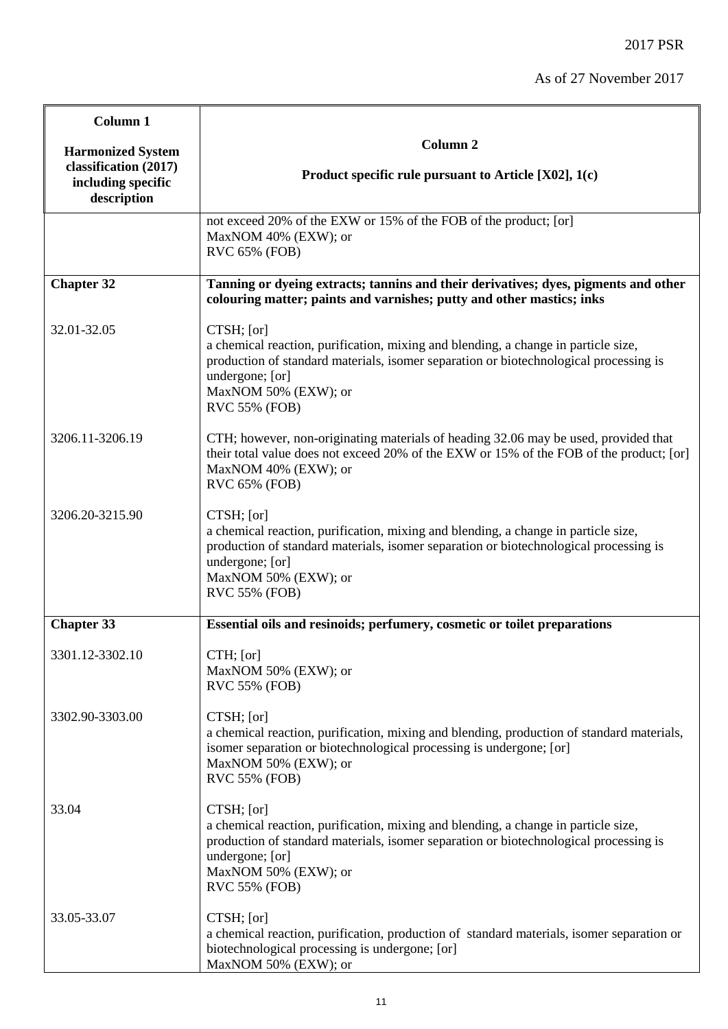| Column 1<br><br>Harmonized System classification (2017) including specific description | Column 2<br><br>Product specific rule pursuant to Article [X02], 1(c) |
|---|---|
| | not exceed 20% of the EXW or 15% of the FOB of the product; [or]<br>MaxNOM 40% (EXW); or<br>RVC 65% (FOB) |
| **Chapter 32** | **Tanning or dyeing extracts; tannins and their derivatives; dyes, pigments and other colouring matter; paints and varnishes; putty and other mastics; inks** |
| 32.01-32.05 | CTSH; [or]<br>a chemical reaction, purification, mixing and blending, a change in particle size, production of standard materials, isomer separation or biotechnological processing is undergone; [or]<br>MaxNOM 50% (EXW); or<br>RVC 55% (FOB) |
| 3206.11-3206.19 | CTH; however, non-originating materials of heading 32.06 may be used, provided that their total value does not exceed 20% of the EXW or 15% of the FOB of the product; [or]<br>MaxNOM 40% (EXW); or<br>RVC 65% (FOB) |
| 3206.20-3215.90 | CTSH; [or]<br>a chemical reaction, purification, mixing and blending, a change in particle size, production of standard materials, isomer separation or biotechnological processing is undergone; [or]<br>MaxNOM 50% (EXW); or<br>RVC 55% (FOB) |
| **Chapter 33** | **Essential oils and resinoids; perfumery, cosmetic or toilet preparations** |
| 3301.12-3302.10 | CTH; [or]<br>MaxNOM 50% (EXW); or<br>RVC 55% (FOB) |
| 3302.90-3303.00 | CTSH; [or]<br>a chemical reaction, purification, mixing and blending, production of standard materials, isomer separation or biotechnological processing is undergone; [or]<br>MaxNOM 50% (EXW); or<br>RVC 55% (FOB) |
| 33.04 | CTSH; [or]<br>a chemical reaction, purification, mixing and blending, a change in particle size, production of standard materials, isomer separation or biotechnological processing is undergone; [or]<br>MaxNOM 50% (EXW); or<br>RVC 55% (FOB) |
| 33.05-33.07 | CTSH; [or]<br>a chemical reaction, purification, production of standard materials, isomer separation or biotechnological processing is undergone; [or]<br>MaxNOM 50% (EXW); or |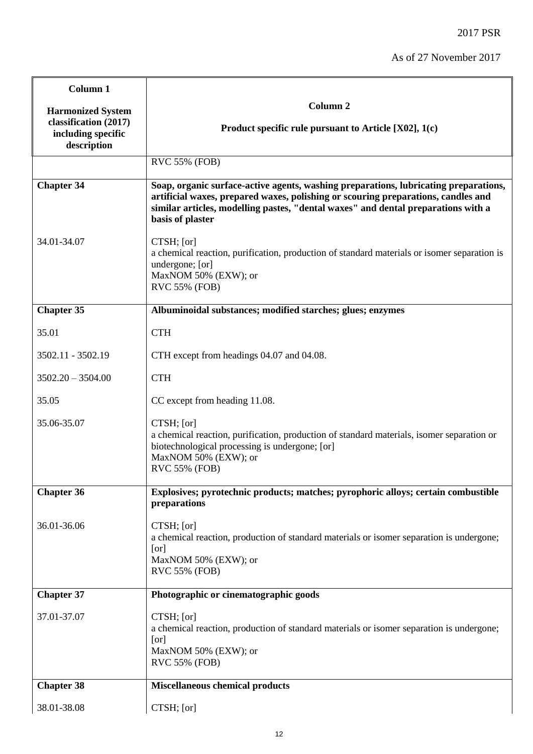| Column 1<br><br>Harmonized System classification (2017) including specific description | Column 2<br><br>Product specific rule pursuant to Article [X02], 1(c) |
|---|---|
| | RVC 55% (FOB) |
| **Chapter 34** | **Soap, organic surface-active agents, washing preparations, lubricating preparations, artificial waxes, prepared waxes, polishing or scouring preparations, candles and similar articles, modelling pastes, "dental waxes" and dental preparations with a basis of plaster** |
| 34.01-34.07 | CTSH; [or]<br>a chemical reaction, purification, production of standard materials or isomer separation is undergone; [or]<br>MaxNOM 50% (EXW); or<br>RVC 55% (FOB) |
| **Chapter 35** | **Albuminoidal substances; modified starches; glues; enzymes** |
| 35.01 | CTH |
| 3502.11 - 3502.19 | CTH except from headings 04.07 and 04.08. |
| 3502.20 – 3504.00 | CTH |
| 35.05 | CC except from heading 11.08. |
| 35.06-35.07 | CTSH; [or]<br>a chemical reaction, purification, production of standard materials, isomer separation or biotechnological processing is undergone; [or]<br>MaxNOM 50% (EXW); or<br>RVC 55% (FOB) |
| **Chapter 36** | **Explosives; pyrotechnic products; matches; pyrophoric alloys; certain combustible preparations** |
| 36.01-36.06 | CTSH; [or]<br>a chemical reaction, production of standard materials or isomer separation is undergone; [or]<br>MaxNOM 50% (EXW); or<br>RVC 55% (FOB) |
| **Chapter 37** | **Photographic or cinematographic goods** |
| 37.01-37.07 | CTSH; [or]<br>a chemical reaction, production of standard materials or isomer separation is undergone; [or]<br>MaxNOM 50% (EXW); or<br>RVC 55% (FOB) |
| **Chapter 38** | **Miscellaneous chemical products** |
| 38.01-38.08 | CTSH; [or] |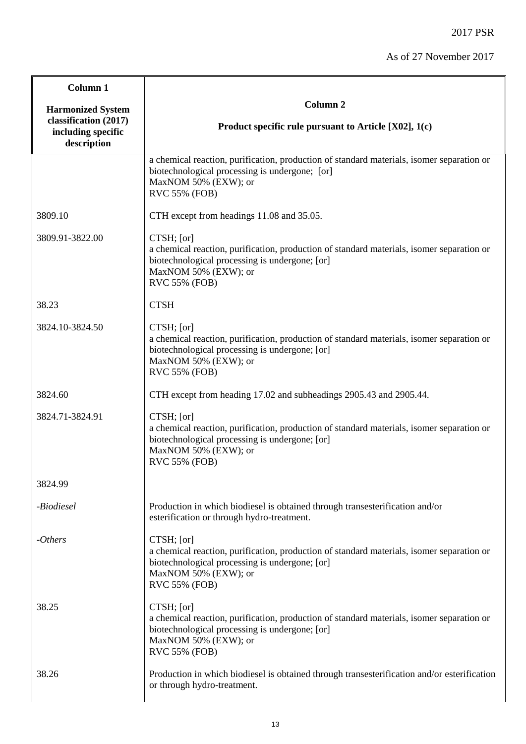| Column 1<br><br>Harmonized System classification (2017) including specific description | Column 2<br><br>Product specific rule pursuant to Article [X02], 1(c) |
|---|---|
| | a chemical reaction, purification, production of standard materials, isomer separation or biotechnological processing is undergone; [or]<br>MaxNOM 50% (EXW); or<br>RVC 55% (FOB) |
| 3809.10 | CTH except from headings 11.08 and 35.05. |
| 3809.91-3822.00 | CTSH; [or]<br>a chemical reaction, purification, production of standard materials, isomer separation or biotechnological processing is undergone; [or]<br>MaxNOM 50% (EXW); or<br>RVC 55% (FOB) |
| 38.23 | CTSH |
| 3824.10-3824.50 | CTSH; [or]<br>a chemical reaction, purification, production of standard materials, isomer separation or biotechnological processing is undergone; [or]<br>MaxNOM 50% (EXW); or<br>RVC 55% (FOB) |
| 3824.60 | CTH except from heading 17.02 and subheadings 2905.43 and 2905.44. |
| 3824.71-3824.91 | CTSH; [or]<br>a chemical reaction, purification, production of standard materials, isomer separation or biotechnological processing is undergone; [or]<br>MaxNOM 50% (EXW); or<br>RVC 55% (FOB) |
| 3824.99 | |
| *-Biodiesel* | Production in which biodiesel is obtained through transesterification and/or esterification or through hydro-treatment. |
| *-Others* | CTSH; [or]<br>a chemical reaction, purification, production of standard materials, isomer separation or biotechnological processing is undergone; [or]<br>MaxNOM 50% (EXW); or<br>RVC 55% (FOB) |
| 38.25 | CTSH; [or]<br>a chemical reaction, purification, production of standard materials, isomer separation or biotechnological processing is undergone; [or]<br>MaxNOM 50% (EXW); or<br>RVC 55% (FOB) |
| 38.26 | Production in which biodiesel is obtained through transesterification and/or esterification or through hydro-treatment. |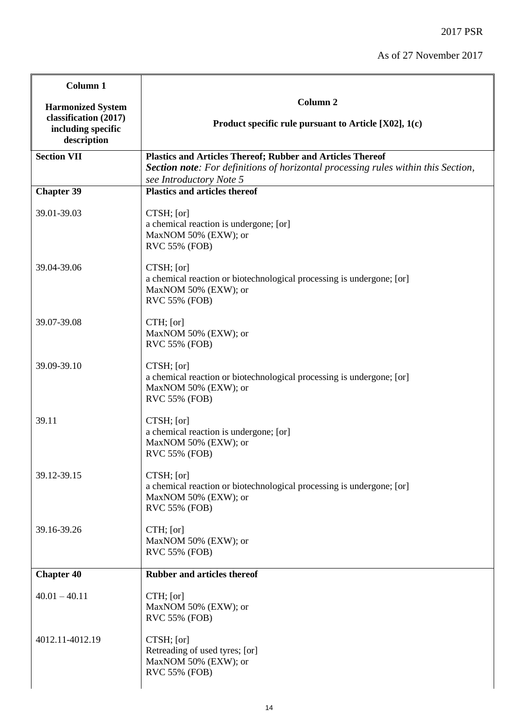2017 PSR

As of 27 November 2017

| Column 1<br><br>Harmonized System classification (2017) including specific description | Column 2<br><br>Product specific rule pursuant to Article [X02], 1(c) |
|---|---|
| **Section VII** | **Plastics and Articles Thereof; Rubber and Articles Thereof**<br>***Section note****: For definitions of horizontal processing rules within this Section, see Introductory Note 5* |
| **Chapter 39** | **Plastics and articles thereof** |
| 39.01-39.03 | CTSH; [or]<br>a chemical reaction is undergone; [or]<br>MaxNOM 50% (EXW); or<br>RVC 55% (FOB) |
| 39.04-39.06 | CTSH; [or]<br>a chemical reaction or biotechnological processing is undergone; [or]<br>MaxNOM 50% (EXW); or<br>RVC 55% (FOB) |
| 39.07-39.08 | CTH; [or]<br>MaxNOM 50% (EXW); or<br>RVC 55% (FOB) |
| 39.09-39.10 | CTSH; [or]<br>a chemical reaction or biotechnological processing is undergone; [or]<br>MaxNOM 50% (EXW); or<br>RVC 55% (FOB) |
| 39.11 | CTSH; [or]<br>a chemical reaction is undergone; [or]<br>MaxNOM 50% (EXW); or<br>RVC 55% (FOB) |
| 39.12-39.15 | CTSH; [or]<br>a chemical reaction or biotechnological processing is undergone; [or]<br>MaxNOM 50% (EXW); or<br>RVC 55% (FOB) |
| 39.16-39.26 | CTH; [or]<br>MaxNOM 50% (EXW); or<br>RVC 55% (FOB) |
| **Chapter 40** | **Rubber and articles thereof** |
| 40.01 – 40.11 | CTH; [or]<br>MaxNOM 50% (EXW); or<br>RVC 55% (FOB) |
| 4012.11-4012.19 | CTSH; [or]<br>Retreading of used tyres; [or]<br>MaxNOM 50% (EXW); or<br>RVC 55% (FOB) |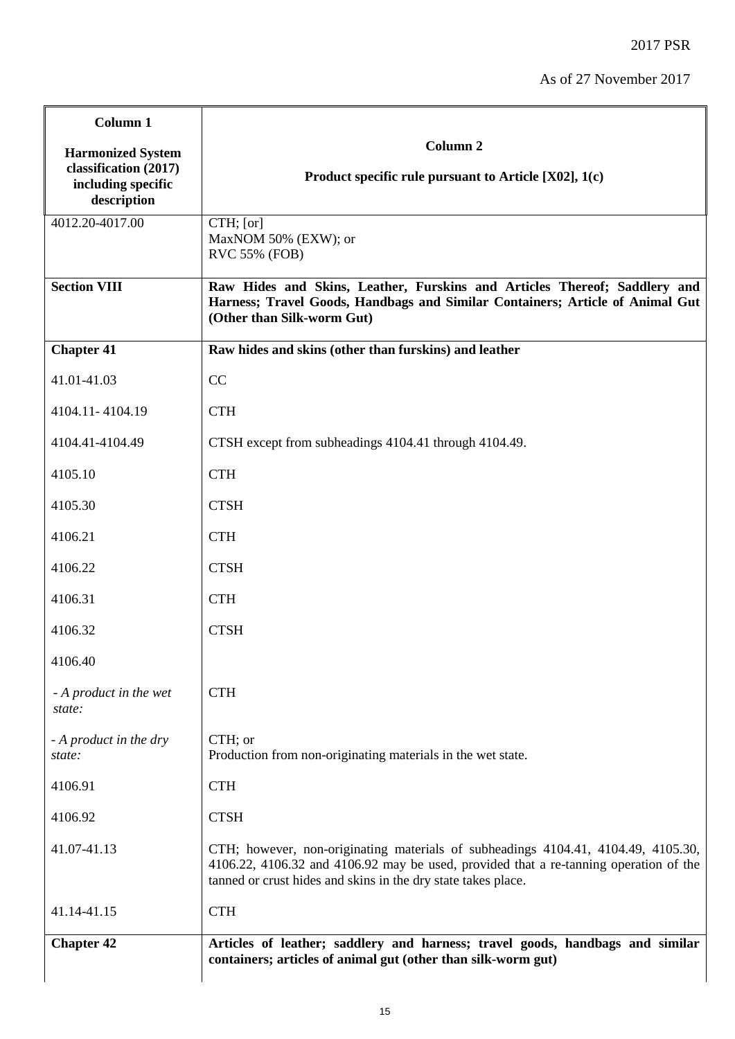2017 PSR

As of 27 November 2017

| **Column 1**<br><br>**Harmonized System classification (2017) including specific description** | **Column 2**<br><br>**Product specific rule pursuant to Article [X02], 1(c)** |
|---|---|
| 4012.20-4017.00 | CTH; [or]<br>MaxNOM 50% (EXW); or<br>RVC 55% (FOB) |
| **Section VIII** | **Raw Hides and Skins, Leather, Furskins and Articles Thereof; Saddlery and Harness; Travel Goods, Handbags and Similar Containers; Article of Animal Gut (Other than Silk-worm Gut)** |
| **Chapter 41** | **Raw hides and skins (other than furskins) and leather** |
| 41.01-41.03 | CC |
| 4104.11- 4104.19 | CTH |
| 4104.41-4104.49 | CTSH except from subheadings 4104.41 through 4104.49. |
| 4105.10 | CTH |
| 4105.30 | CTSH |
| 4106.21 | CTH |
| 4106.22 | CTSH |
| 4106.31 | CTH |
| 4106.32 | CTSH |
| 4106.40 | |
| *- A product in the wet state:* | CTH |
| *- A product in the dry state:* | CTH; or<br>Production from non-originating materials in the wet state. |
| 4106.91 | CTH |
| 4106.92 | CTSH |
| 41.07-41.13 | CTH; however, non-originating materials of subheadings 4104.41, 4104.49, 4105.30, 4106.22, 4106.32 and 4106.92 may be used, provided that a re-tanning operation of the tanned or crust hides and skins in the dry state takes place. |
| 41.14-41.15 | CTH |
| **Chapter 42** | **Articles of leather; saddlery and harness; travel goods, handbags and similar containers; articles of animal gut (other than silk-worm gut)** |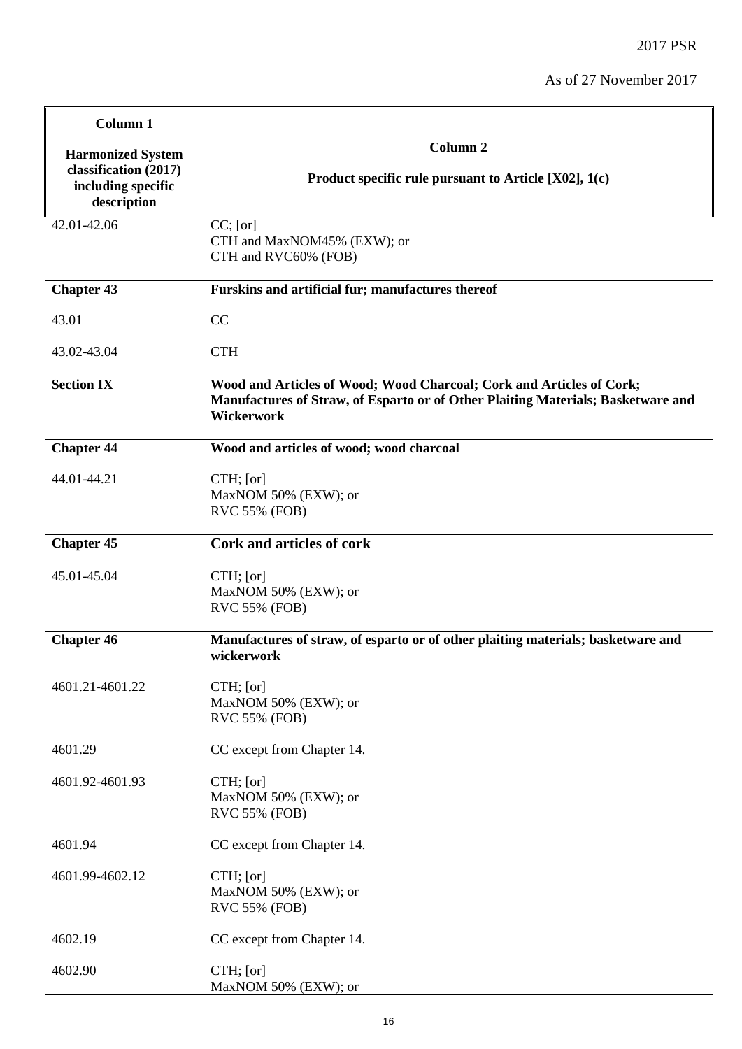2017 PSR

As of 27 November 2017

| Column 1<br><br>Harmonized System classification (2017) including specific description | Column 2<br><br>Product specific rule pursuant to Article [X02], 1(c) |
|---|---|
| 42.01-42.06 | CC; [or]<br>CTH and MaxNOM45% (EXW); or<br>CTH and RVC60% (FOB) |
| **Chapter 43** | **Furskins and artificial fur; manufactures thereof** |
| 43.01 | CC |
| 43.02-43.04 | CTH |
| **Section IX** | **Wood and Articles of Wood; Wood Charcoal; Cork and Articles of Cork; Manufactures of Straw, of Esparto or of Other Plaiting Materials; Basketware and Wickerwork** |
| **Chapter 44** | **Wood and articles of wood; wood charcoal** |
| 44.01-44.21 | CTH; [or]<br>MaxNOM 50% (EXW); or<br>RVC 55% (FOB) |
| **Chapter 45** | **Cork and articles of cork** |
| 45.01-45.04 | CTH; [or]<br>MaxNOM 50% (EXW); or<br>RVC 55% (FOB) |
| **Chapter 46** | **Manufactures of straw, of esparto or of other plaiting materials; basketware and wickerwork** |
| 4601.21-4601.22 | CTH; [or]<br>MaxNOM 50% (EXW); or<br>RVC 55% (FOB) |
| 4601.29 | CC except from Chapter 14. |
| 4601.92-4601.93 | CTH; [or]<br>MaxNOM 50% (EXW); or<br>RVC 55% (FOB) |
| 4601.94 | CC except from Chapter 14. |
| 4601.99-4602.12 | CTH; [or]<br>MaxNOM 50% (EXW); or<br>RVC 55% (FOB) |
| 4602.19 | CC except from Chapter 14. |
| 4602.90 | CTH; [or]<br>MaxNOM 50% (EXW); or |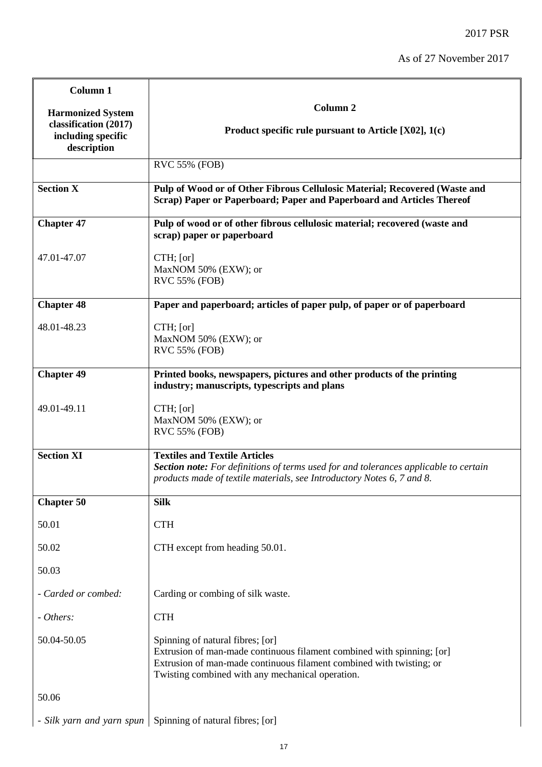| Column 1<br><br>Harmonized System classification (2017) including specific description | Column 2<br><br>Product specific rule pursuant to Article [X02], 1(c) |
|---|---|
| | RVC 55% (FOB) |
| **Section X** | **Pulp of Wood or of Other Fibrous Cellulosic Material; Recovered (Waste and Scrap) Paper or Paperboard; Paper and Paperboard and Articles Thereof** |
| **Chapter 47** | **Pulp of wood or of other fibrous cellulosic material; recovered (waste and scrap) paper or paperboard** |
| 47.01-47.07 | CTH; [or]<br>MaxNOM 50% (EXW); or<br>RVC 55% (FOB) |
| **Chapter 48** | **Paper and paperboard; articles of paper pulp, of paper or of paperboard** |
| 48.01-48.23 | CTH; [or]<br>MaxNOM 50% (EXW); or<br>RVC 55% (FOB) |
| **Chapter 49** | **Printed books, newspapers, pictures and other products of the printing industry; manuscripts, typescripts and plans** |
| 49.01-49.11 | CTH; [or]<br>MaxNOM 50% (EXW); or<br>RVC 55% (FOB) |
| **Section XI** | **Textiles and Textile Articles**<br>***Section note:*** *For definitions of terms used for and tolerances applicable to certain products made of textile materials, see Introductory Notes 6, 7 and 8.* |
| **Chapter 50** | **Silk** |
| 50.01 | CTH |
| 50.02 | CTH except from heading 50.01. |
| 50.03 | |
| - *Carded or combed:* | Carding or combing of silk waste. |
| - *Others:* | CTH |
| 50.04-50.05 | Spinning of natural fibres; [or]<br>Extrusion of man-made continuous filament combined with spinning; [or]<br>Extrusion of man-made continuous filament combined with twisting; or<br>Twisting combined with any mechanical operation. |
| 50.06 | |
| - *Silk yarn and yarn spun* | Spinning of natural fibres; [or] |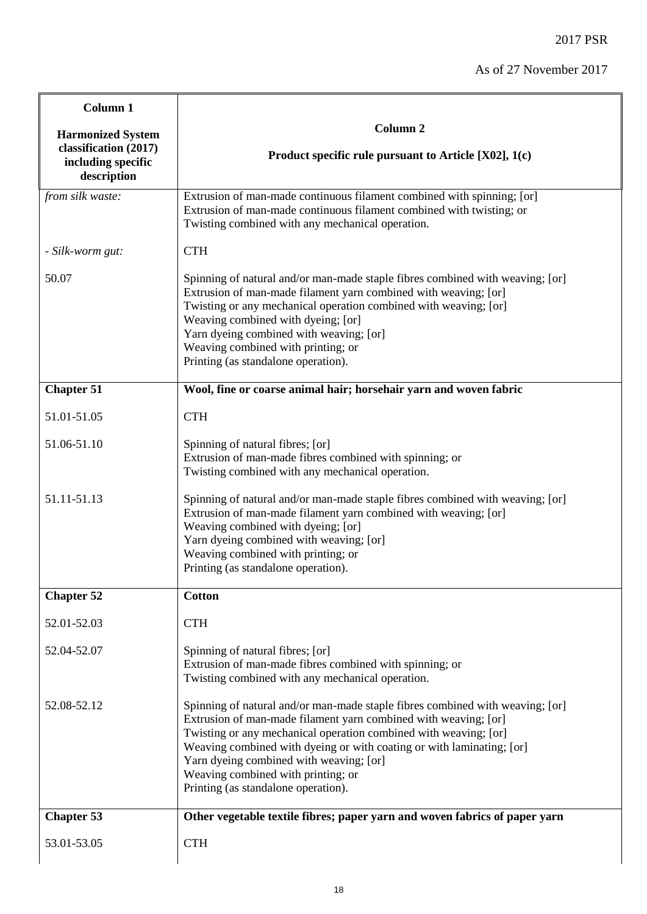| **Column 1**<br><br>**Harmonized System classification (2017) including specific description** | **Column 2**<br><br>**Product specific rule pursuant to Article [X02], 1(c)** |
|---|---|
| *from silk waste:* | Extrusion of man-made continuous filament combined with spinning; [or]<br>Extrusion of man-made continuous filament combined with twisting; or<br>Twisting combined with any mechanical operation. |
| *- Silk-worm gut:* | CTH |
| 50.07 | Spinning of natural and/or man-made staple fibres combined with weaving; [or]<br>Extrusion of man-made filament yarn combined with weaving; [or]<br>Twisting or any mechanical operation combined with weaving; [or]<br>Weaving combined with dyeing; [or]<br>Yarn dyeing combined with weaving; [or]<br>Weaving combined with printing; or<br>Printing (as standalone operation). |
| **Chapter 51** | **Wool, fine or coarse animal hair; horsehair yarn and woven fabric** |
| 51.01-51.05 | CTH |
| 51.06-51.10 | Spinning of natural fibres; [or]<br>Extrusion of man-made fibres combined with spinning; or<br>Twisting combined with any mechanical operation. |
| 51.11-51.13 | Spinning of natural and/or man-made staple fibres combined with weaving; [or]<br>Extrusion of man-made filament yarn combined with weaving; [or]<br>Weaving combined with dyeing; [or]<br>Yarn dyeing combined with weaving; [or]<br>Weaving combined with printing; or<br>Printing (as standalone operation). |
| **Chapter 52** | **Cotton** |
| 52.01-52.03 | CTH |
| 52.04-52.07 | Spinning of natural fibres; [or]<br>Extrusion of man-made fibres combined with spinning; or<br>Twisting combined with any mechanical operation. |
| 52.08-52.12 | Spinning of natural and/or man-made staple fibres combined with weaving; [or]<br>Extrusion of man-made filament yarn combined with weaving; [or]<br>Twisting or any mechanical operation combined with weaving; [or]<br>Weaving combined with dyeing or with coating or with laminating; [or]<br>Yarn dyeing combined with weaving; [or]<br>Weaving combined with printing; or<br>Printing (as standalone operation). |
| **Chapter 53** | **Other vegetable textile fibres; paper yarn and woven fabrics of paper yarn** |
| 53.01-53.05 | CTH |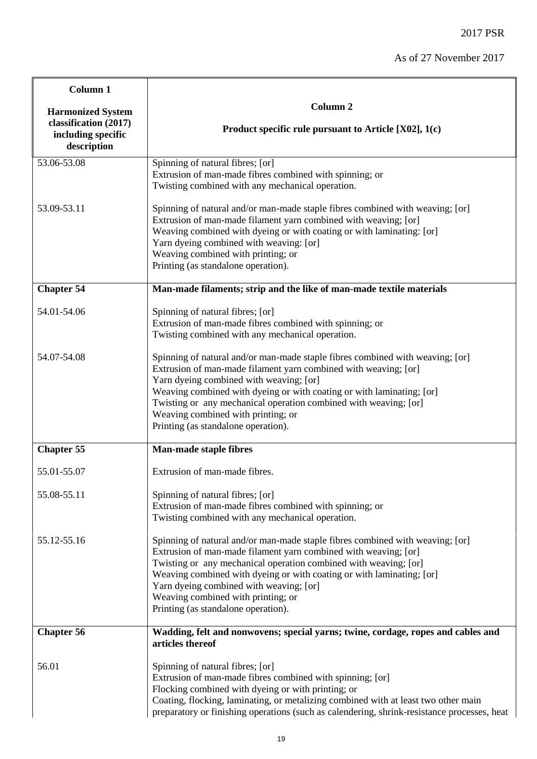2017 PSR

As of 27 November 2017

| Column 1<br><br>Harmonized System classification (2017) including specific description | Column 2<br><br>Product specific rule pursuant to Article [X02], 1(c) |
|---|---|
| 53.06-53.08 | Spinning of natural fibres; [or]<br>Extrusion of man-made fibres combined with spinning; or<br>Twisting combined with any mechanical operation. |
| 53.09-53.11 | Spinning of natural and/or man-made staple fibres combined with weaving; [or]<br>Extrusion of man-made filament yarn combined with weaving; [or]<br>Weaving combined with dyeing or with coating or with laminating: [or]<br>Yarn dyeing combined with weaving: [or]<br>Weaving combined with printing; or<br>Printing (as standalone operation). |
| **Chapter 54** | **Man-made filaments; strip and the like of man-made textile materials** |
| 54.01-54.06 | Spinning of natural fibres; [or]<br>Extrusion of man-made fibres combined with spinning; or<br>Twisting combined with any mechanical operation. |
| 54.07-54.08 | Spinning of natural and/or man-made staple fibres combined with weaving; [or]<br>Extrusion of man-made filament yarn combined with weaving; [or]<br>Yarn dyeing combined with weaving; [or]<br>Weaving combined with dyeing or with coating or with laminating; [or]<br>Twisting or any mechanical operation combined with weaving; [or]<br>Weaving combined with printing; or<br>Printing (as standalone operation). |
| **Chapter 55** | **Man-made staple fibres** |
| 55.01-55.07 | Extrusion of man-made fibres. |
| 55.08-55.11 | Spinning of natural fibres; [or]<br>Extrusion of man-made fibres combined with spinning; or<br>Twisting combined with any mechanical operation. |
| 55.12-55.16 | Spinning of natural and/or man-made staple fibres combined with weaving; [or]<br>Extrusion of man-made filament yarn combined with weaving; [or]<br>Twisting or any mechanical operation combined with weaving; [or]<br>Weaving combined with dyeing or with coating or with laminating; [or]<br>Yarn dyeing combined with weaving; [or]<br>Weaving combined with printing; or<br>Printing (as standalone operation). |
| **Chapter 56** | **Wadding, felt and nonwovens; special yarns; twine, cordage, ropes and cables and articles thereof** |
| 56.01 | Spinning of natural fibres; [or]<br>Extrusion of man-made fibres combined with spinning; [or]<br>Flocking combined with dyeing or with printing; or<br>Coating, flocking, laminating, or metalizing combined with at least two other main preparatory or finishing operations (such as calendering, shrink-resistance processes, heat |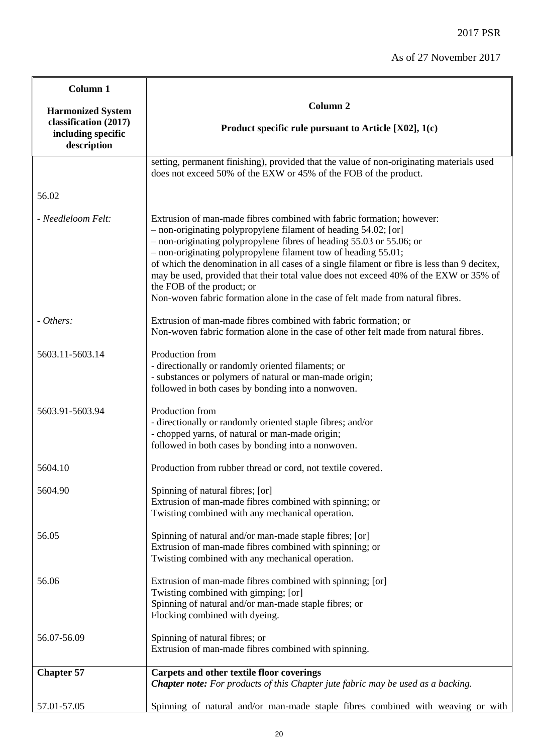| Column 1<br><br>Harmonized System classification (2017) including specific description | Column 2<br><br>Product specific rule pursuant to Article [X02], 1(c) |
|---|---|
| | setting, permanent finishing), provided that the value of non-originating materials used does not exceed 50% of the EXW or 45% of the FOB of the product. |
| 56.02 | |
| *- Needleloom Felt:* | Extrusion of man-made fibres combined with fabric formation; however:<br>– non-originating polypropylene filament of heading 54.02; [or]<br>– non-originating polypropylene fibres of heading 55.03 or 55.06; or<br>– non-originating polypropylene filament tow of heading 55.01;<br>of which the denomination in all cases of a single filament or fibre is less than 9 decitex, may be used, provided that their total value does not exceed 40% of the EXW or 35% of the FOB of the product; or<br>Non-woven fabric formation alone in the case of felt made from natural fibres. |
| *- Others:* | Extrusion of man-made fibres combined with fabric formation; or<br>Non-woven fabric formation alone in the case of other felt made from natural fibres. |
| 5603.11-5603.14 | Production from<br>- directionally or randomly oriented filaments; or<br>- substances or polymers of natural or man-made origin;<br>followed in both cases by bonding into a nonwoven. |
| 5603.91-5603.94 | Production from<br>- directionally or randomly oriented staple fibres; and/or<br>- chopped yarns, of natural or man-made origin;<br>followed in both cases by bonding into a nonwoven. |
| 5604.10 | Production from rubber thread or cord, not textile covered. |
| 5604.90 | Spinning of natural fibres; [or]<br>Extrusion of man-made fibres combined with spinning; or<br>Twisting combined with any mechanical operation. |
| 56.05 | Spinning of natural and/or man-made staple fibres; [or]<br>Extrusion of man-made fibres combined with spinning; or<br>Twisting combined with any mechanical operation. |
| 56.06 | Extrusion of man-made fibres combined with spinning; [or]<br>Twisting combined with gimping; [or]<br>Spinning of natural and/or man-made staple fibres; or<br>Flocking combined with dyeing. |
| 56.07-56.09 | Spinning of natural fibres; or<br>Extrusion of man-made fibres combined with spinning. |
| **Chapter 57** | **Carpets and other textile floor coverings**<br>***Chapter note:*** *For products of this Chapter jute fabric may be used as a backing.* |
| 57.01-57.05 | Spinning of natural and/or man-made staple fibres combined with weaving or with |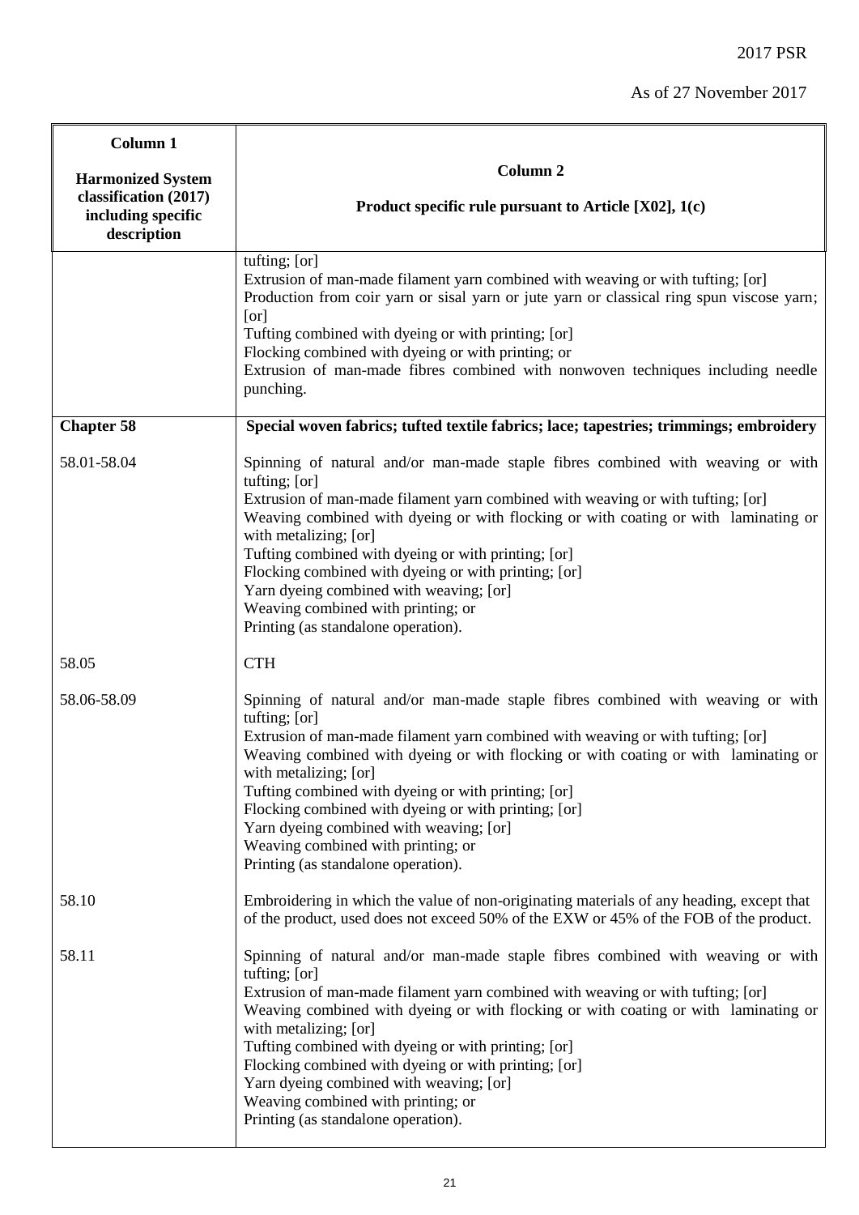| Column 1<br><br>Harmonized System classification (2017) including specific description | Column 2<br><br>Product specific rule pursuant to Article [X02], 1(c) |
|---|---|
| | tufting; [or]<br>Extrusion of man-made filament yarn combined with weaving or with tufting; [or]<br>Production from coir yarn or sisal yarn or jute yarn or classical ring spun viscose yarn; [or]<br>Tufting combined with dyeing or with printing; [or]<br>Flocking combined with dyeing or with printing; or<br>Extrusion of man-made fibres combined with nonwoven techniques including needle punching. |
| **Chapter 58** | **Special woven fabrics; tufted textile fabrics; lace; tapestries; trimmings; embroidery** |
| 58.01-58.04 | Spinning of natural and/or man-made staple fibres combined with weaving or with tufting; [or]<br>Extrusion of man-made filament yarn combined with weaving or with tufting; [or]<br>Weaving combined with dyeing or with flocking or with coating or with laminating or with metalizing; [or]<br>Tufting combined with dyeing or with printing; [or]<br>Flocking combined with dyeing or with printing; [or]<br>Yarn dyeing combined with weaving; [or]<br>Weaving combined with printing; or<br>Printing (as standalone operation). |
| 58.05 | CTH |
| 58.06-58.09 | Spinning of natural and/or man-made staple fibres combined with weaving or with tufting; [or]<br>Extrusion of man-made filament yarn combined with weaving or with tufting; [or]<br>Weaving combined with dyeing or with flocking or with coating or with laminating or with metalizing; [or]<br>Tufting combined with dyeing or with printing; [or]<br>Flocking combined with dyeing or with printing; [or]<br>Yarn dyeing combined with weaving; [or]<br>Weaving combined with printing; or<br>Printing (as standalone operation). |
| 58.10 | Embroidering in which the value of non-originating materials of any heading, except that of the product, used does not exceed 50% of the EXW or 45% of the FOB of the product. |
| 58.11 | Spinning of natural and/or man-made staple fibres combined with weaving or with tufting; [or]<br>Extrusion of man-made filament yarn combined with weaving or with tufting; [or]<br>Weaving combined with dyeing or with flocking or with coating or with laminating or with metalizing; [or]<br>Tufting combined with dyeing or with printing; [or]<br>Flocking combined with dyeing or with printing; [or]<br>Yarn dyeing combined with weaving; [or]<br>Weaving combined with printing; or<br>Printing (as standalone operation). |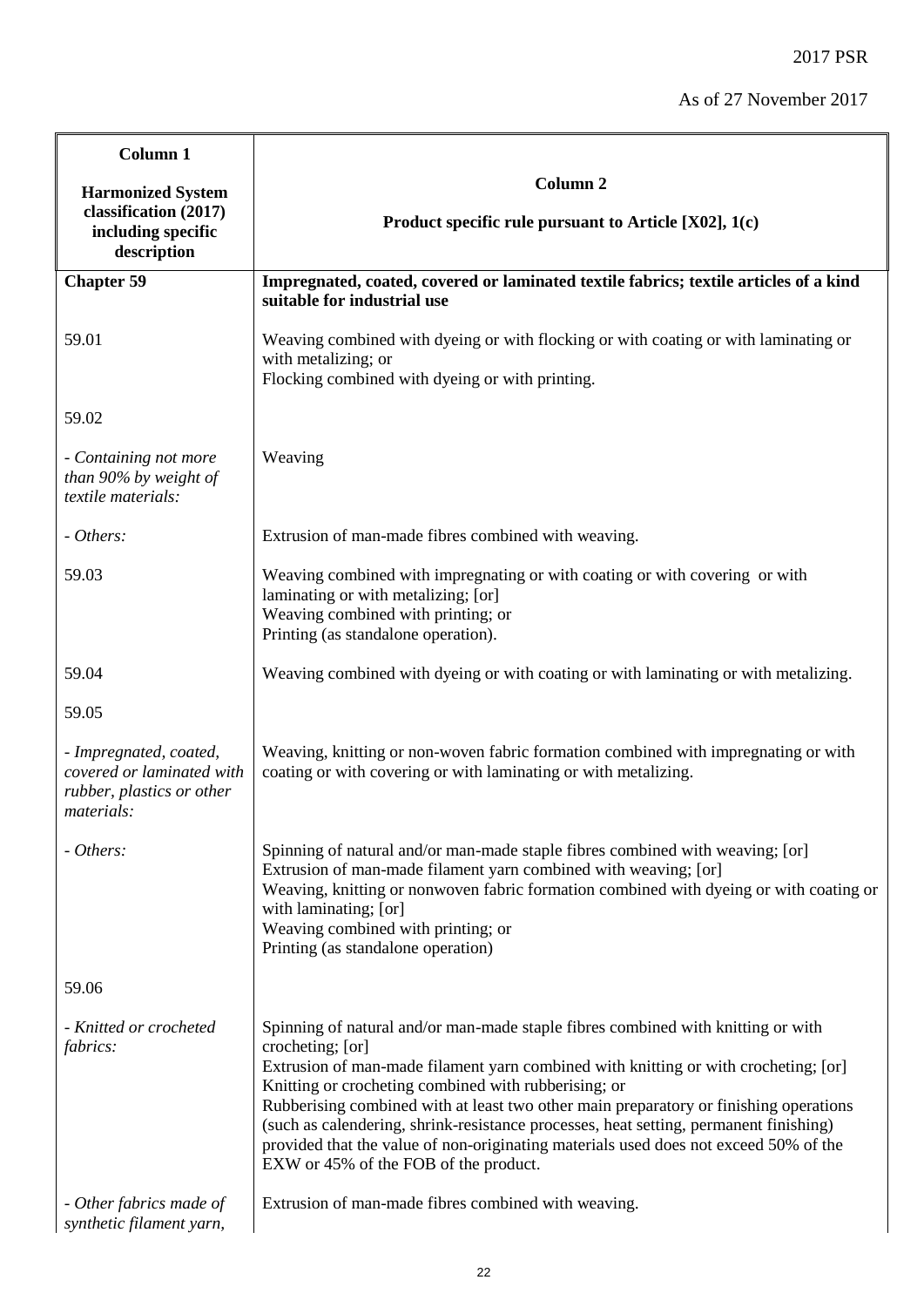| Column 1<br><br>Harmonized System classification (2017) including specific description | Column 2<br><br>Product specific rule pursuant to Article [X02], 1(c) |
|---|---|
| **Chapter 59** | **Impregnated, coated, covered or laminated textile fabrics; textile articles of a kind suitable for industrial use** |
| 59.01 | Weaving combined with dyeing or with flocking or with coating or with laminating or with metalizing; or<br>Flocking combined with dyeing or with printing. |
| 59.02 | |
| *- Containing not more than 90% by weight of textile materials:* | Weaving |
| *- Others:* | Extrusion of man-made fibres combined with weaving. |
| 59.03 | Weaving combined with impregnating or with coating or with covering or with laminating or with metalizing; [or]<br>Weaving combined with printing; or<br>Printing (as standalone operation). |
| 59.04 | Weaving combined with dyeing or with coating or with laminating or with metalizing. |
| 59.05 | |
| *- Impregnated, coated, covered or laminated with rubber, plastics or other materials:* | Weaving, knitting or non-woven fabric formation combined with impregnating or with coating or with covering or with laminating or with metalizing. |
| *- Others:* | Spinning of natural and/or man-made staple fibres combined with weaving; [or]<br>Extrusion of man-made filament yarn combined with weaving; [or]<br>Weaving, knitting or nonwoven fabric formation combined with dyeing or with coating or with laminating; [or]<br>Weaving combined with printing; or<br>Printing (as standalone operation) |
| 59.06 | |
| *- Knitted or crocheted fabrics:* | Spinning of natural and/or man-made staple fibres combined with knitting or with crocheting; [or]<br>Extrusion of man-made filament yarn combined with knitting or with crocheting; [or]<br>Knitting or crocheting combined with rubberising; or<br>Rubberising combined with at least two other main preparatory or finishing operations (such as calendering, shrink-resistance processes, heat setting, permanent finishing) provided that the value of non-originating materials used does not exceed 50% of the EXW or 45% of the FOB of the product. |
| *- Other fabrics made of synthetic filament yarn,* | Extrusion of man-made fibres combined with weaving. |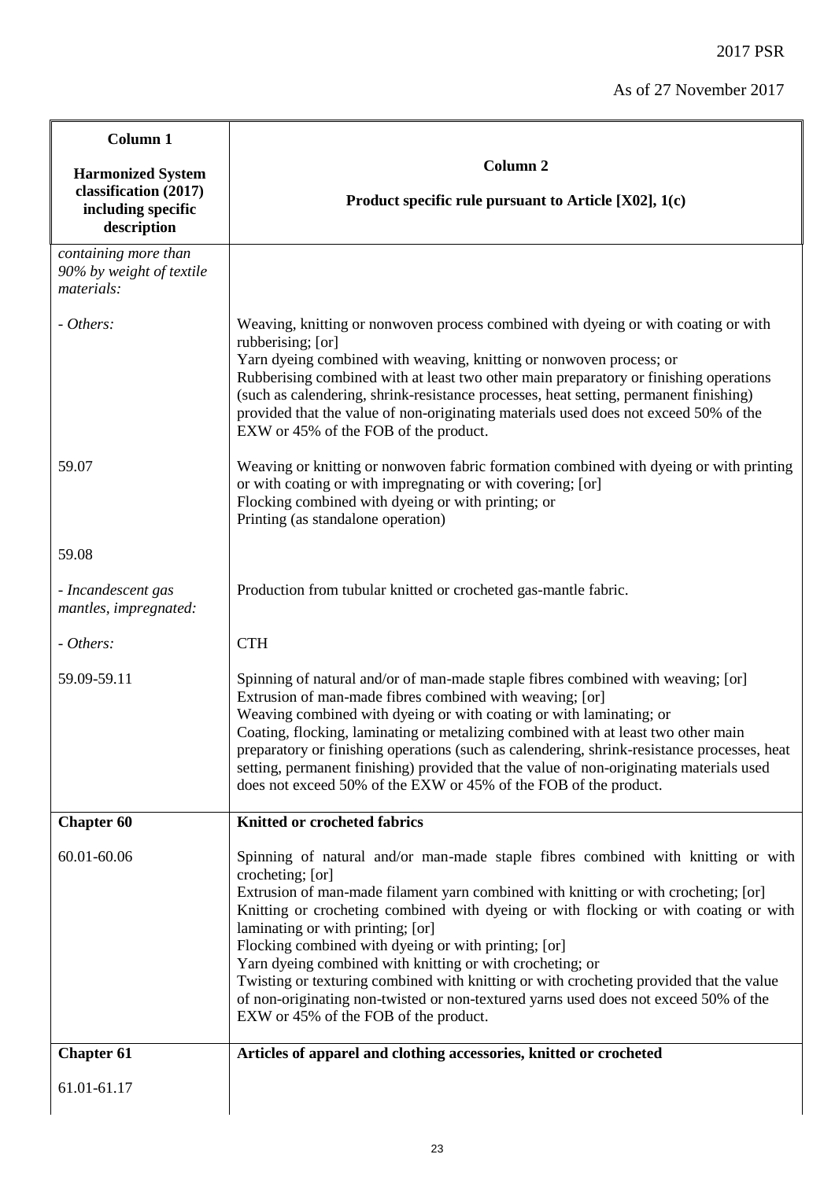| Column 1<br><br>Harmonized System classification (2017) including specific description | Column 2<br><br>Product specific rule pursuant to Article [X02], 1(c) |
|---|---|
| *containing more than 90% by weight of textile materials:* | |
| *- Others:* | Weaving, knitting or nonwoven process combined with dyeing or with coating or with rubberising; [or]<br>Yarn dyeing combined with weaving, knitting or nonwoven process; or<br>Rubberising combined with at least two other main preparatory or finishing operations (such as calendering, shrink-resistance processes, heat setting, permanent finishing) provided that the value of non-originating materials used does not exceed 50% of the EXW or 45% of the FOB of the product. |
| 59.07 | Weaving or knitting or nonwoven fabric formation combined with dyeing or with printing or with coating or with impregnating or with covering; [or]<br>Flocking combined with dyeing or with printing; or<br>Printing (as standalone operation) |
| 59.08 | |
| *- Incandescent gas mantles, impregnated:* | Production from tubular knitted or crocheted gas-mantle fabric. |
| *- Others:* | CTH |
| 59.09-59.11 | Spinning of natural and/or of man-made staple fibres combined with weaving; [or]<br>Extrusion of man-made fibres combined with weaving; [or]<br>Weaving combined with dyeing or with coating or with laminating; or<br>Coating, flocking, laminating or metalizing combined with at least two other main preparatory or finishing operations (such as calendering, shrink-resistance processes, heat setting, permanent finishing) provided that the value of non-originating materials used does not exceed 50% of the EXW or 45% of the FOB of the product. |
| **Chapter 60** | **Knitted or crocheted fabrics** |
| 60.01-60.06 | Spinning of natural and/or man-made staple fibres combined with knitting or with crocheting; [or]<br>Extrusion of man-made filament yarn combined with knitting or with crocheting; [or]<br>Knitting or crocheting combined with dyeing or with flocking or with coating or with laminating or with printing; [or]<br>Flocking combined with dyeing or with printing; [or]<br>Yarn dyeing combined with knitting or with crocheting; or<br>Twisting or texturing combined with knitting or with crocheting provided that the value of non-originating non-twisted or non-textured yarns used does not exceed 50% of the EXW or 45% of the FOB of the product. |
| **Chapter 61** | **Articles of apparel and clothing accessories, knitted or crocheted** |
| 61.01-61.17 | |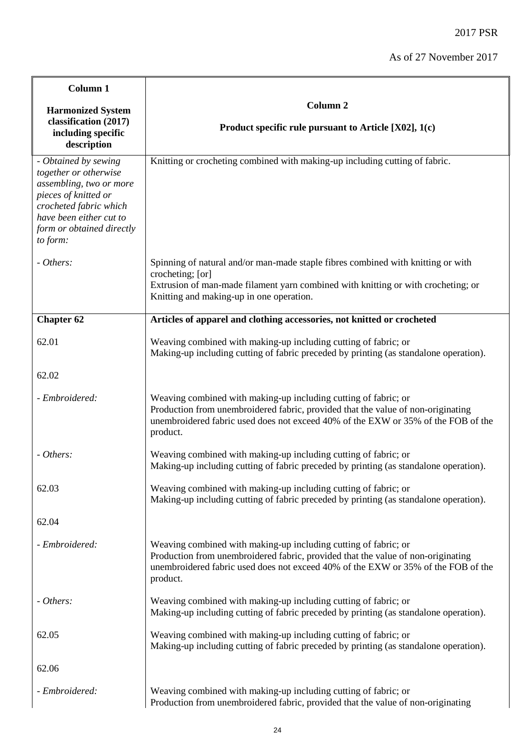| Column 1<br><br>Harmonized System classification (2017) including specific description | Column 2<br><br>Product specific rule pursuant to Article [X02], 1(c) |
|---|---|
| *- Obtained by sewing together or otherwise assembling, two or more pieces of knitted or crocheted fabric which have been either cut to form or obtained directly to form:* | Knitting or crocheting combined with making-up including cutting of fabric. |
| *- Others:* | Spinning of natural and/or man-made staple fibres combined with knitting or with crocheting; [or]<br>Extrusion of man-made filament yarn combined with knitting or with crocheting; or<br>Knitting and making-up in one operation. |
| **Chapter 62** | **Articles of apparel and clothing accessories, not knitted or crocheted** |
| 62.01 | Weaving combined with making-up including cutting of fabric; or<br>Making-up including cutting of fabric preceded by printing (as standalone operation). |
| 62.02 | |
| *- Embroidered:* | Weaving combined with making-up including cutting of fabric; or<br>Production from unembroidered fabric, provided that the value of non-originating unembroidered fabric used does not exceed 40% of the EXW or 35% of the FOB of the product. |
| *- Others:* | Weaving combined with making-up including cutting of fabric; or<br>Making-up including cutting of fabric preceded by printing (as standalone operation). |
| 62.03 | Weaving combined with making-up including cutting of fabric; or<br>Making-up including cutting of fabric preceded by printing (as standalone operation). |
| 62.04 | |
| *- Embroidered:* | Weaving combined with making-up including cutting of fabric; or<br>Production from unembroidered fabric, provided that the value of non-originating unembroidered fabric used does not exceed 40% of the EXW or 35% of the FOB of the product. |
| *- Others:* | Weaving combined with making-up including cutting of fabric; or<br>Making-up including cutting of fabric preceded by printing (as standalone operation). |
| 62.05 | Weaving combined with making-up including cutting of fabric; or<br>Making-up including cutting of fabric preceded by printing (as standalone operation). |
| 62.06 | |
| *- Embroidered:* | Weaving combined with making-up including cutting of fabric; or<br>Production from unembroidered fabric, provided that the value of non-originating |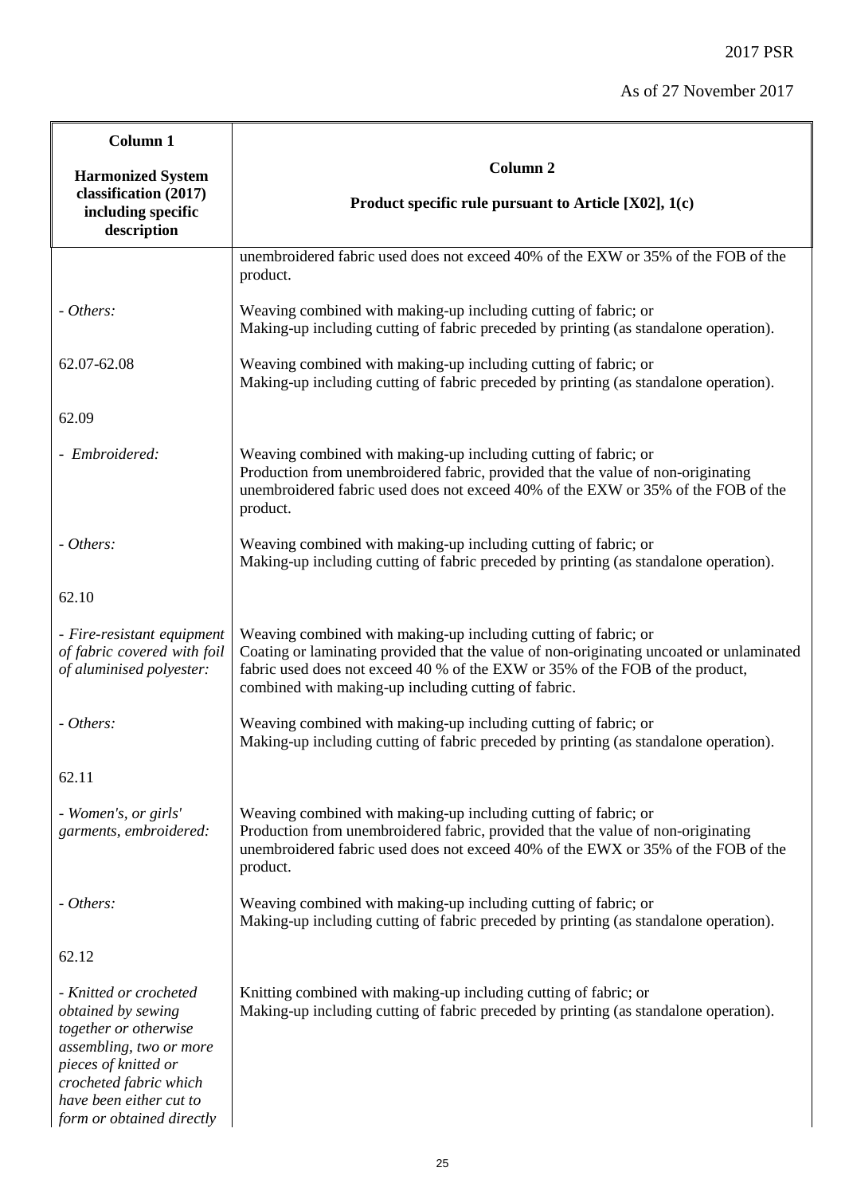| Column 1<br><br>Harmonized System classification (2017) including specific description | Column 2<br><br>Product specific rule pursuant to Article [X02], 1(c) |
|---|---|
| | unembroidered fabric used does not exceed 40% of the EXW or 35% of the FOB of the product. |
| *- Others:* | Weaving combined with making-up including cutting of fabric; or<br>Making-up including cutting of fabric preceded by printing (as standalone operation). |
| 62.07-62.08 | Weaving combined with making-up including cutting of fabric; or<br>Making-up including cutting of fabric preceded by printing (as standalone operation). |
| 62.09 | |
| *- Embroidered:* | Weaving combined with making-up including cutting of fabric; or<br>Production from unembroidered fabric, provided that the value of non-originating unembroidered fabric used does not exceed 40% of the EXW or 35% of the FOB of the product. |
| *- Others:* | Weaving combined with making-up including cutting of fabric; or<br>Making-up including cutting of fabric preceded by printing (as standalone operation). |
| 62.10 | |
| *- Fire-resistant equipment of fabric covered with foil of aluminised polyester:* | Weaving combined with making-up including cutting of fabric; or<br>Coating or laminating provided that the value of non-originating uncoated or unlaminated fabric used does not exceed 40 % of the EXW or 35% of the FOB of the product, combined with making-up including cutting of fabric. |
| *- Others:* | Weaving combined with making-up including cutting of fabric; or<br>Making-up including cutting of fabric preceded by printing (as standalone operation). |
| 62.11 | |
| *- Women's, or girls' garments, embroidered:* | Weaving combined with making-up including cutting of fabric; or<br>Production from unembroidered fabric, provided that the value of non-originating unembroidered fabric used does not exceed 40% of the EWX or 35% of the FOB of the product. |
| *- Others:* | Weaving combined with making-up including cutting of fabric; or<br>Making-up including cutting of fabric preceded by printing (as standalone operation). |
| 62.12 | |
| *- Knitted or crocheted obtained by sewing together or otherwise assembling, two or more pieces of knitted or crocheted fabric which have been either cut to form or obtained directly* | Knitting combined with making-up including cutting of fabric; or<br>Making-up including cutting of fabric preceded by printing (as standalone operation). |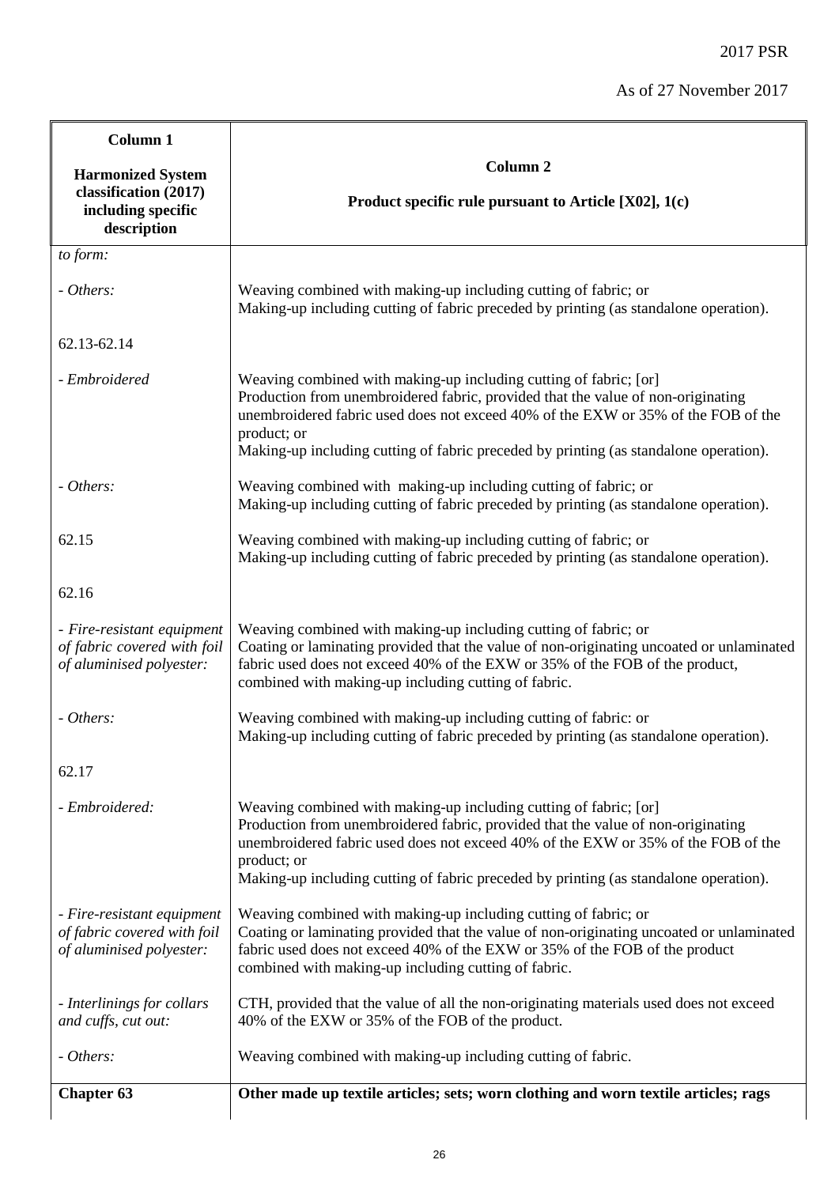| Column 1<br><br>Harmonized System classification (2017) including specific description | Column 2<br><br>Product specific rule pursuant to Article [X02], 1(c) |
|---|---|
| *to form:* | |
| *- Others:* | Weaving combined with making-up including cutting of fabric; or<br>Making-up including cutting of fabric preceded by printing (as standalone operation). |
| 62.13-62.14 | |
| *- Embroidered* | Weaving combined with making-up including cutting of fabric; [or]<br>Production from unembroidered fabric, provided that the value of non-originating unembroidered fabric used does not exceed 40% of the EXW or 35% of the FOB of the product; or<br>Making-up including cutting of fabric preceded by printing (as standalone operation). |
| *- Others:* | Weaving combined with making-up including cutting of fabric; or<br>Making-up including cutting of fabric preceded by printing (as standalone operation). |
| 62.15 | Weaving combined with making-up including cutting of fabric; or<br>Making-up including cutting of fabric preceded by printing (as standalone operation). |
| 62.16 | |
| *- Fire-resistant equipment of fabric covered with foil of aluminised polyester:* | Weaving combined with making-up including cutting of fabric; or<br>Coating or laminating provided that the value of non-originating uncoated or unlaminated fabric used does not exceed 40% of the EXW or 35% of the FOB of the product, combined with making-up including cutting of fabric. |
| *- Others:* | Weaving combined with making-up including cutting of fabric: or<br>Making-up including cutting of fabric preceded by printing (as standalone operation). |
| 62.17 | |
| *- Embroidered:* | Weaving combined with making-up including cutting of fabric; [or]<br>Production from unembroidered fabric, provided that the value of non-originating unembroidered fabric used does not exceed 40% of the EXW or 35% of the FOB of the product; or<br>Making-up including cutting of fabric preceded by printing (as standalone operation). |
| *- Fire-resistant equipment of fabric covered with foil of aluminised polyester:* | Weaving combined with making-up including cutting of fabric; or<br>Coating or laminating provided that the value of non-originating uncoated or unlaminated fabric used does not exceed 40% of the EXW or 35% of the FOB of the product combined with making-up including cutting of fabric. |
| *- Interlinings for collars and cuffs, cut out:* | CTH, provided that the value of all the non-originating materials used does not exceed 40% of the EXW or 35% of the FOB of the product. |
| *- Others:* | Weaving combined with making-up including cutting of fabric. |
| **Chapter 63** | **Other made up textile articles; sets; worn clothing and worn textile articles; rags** |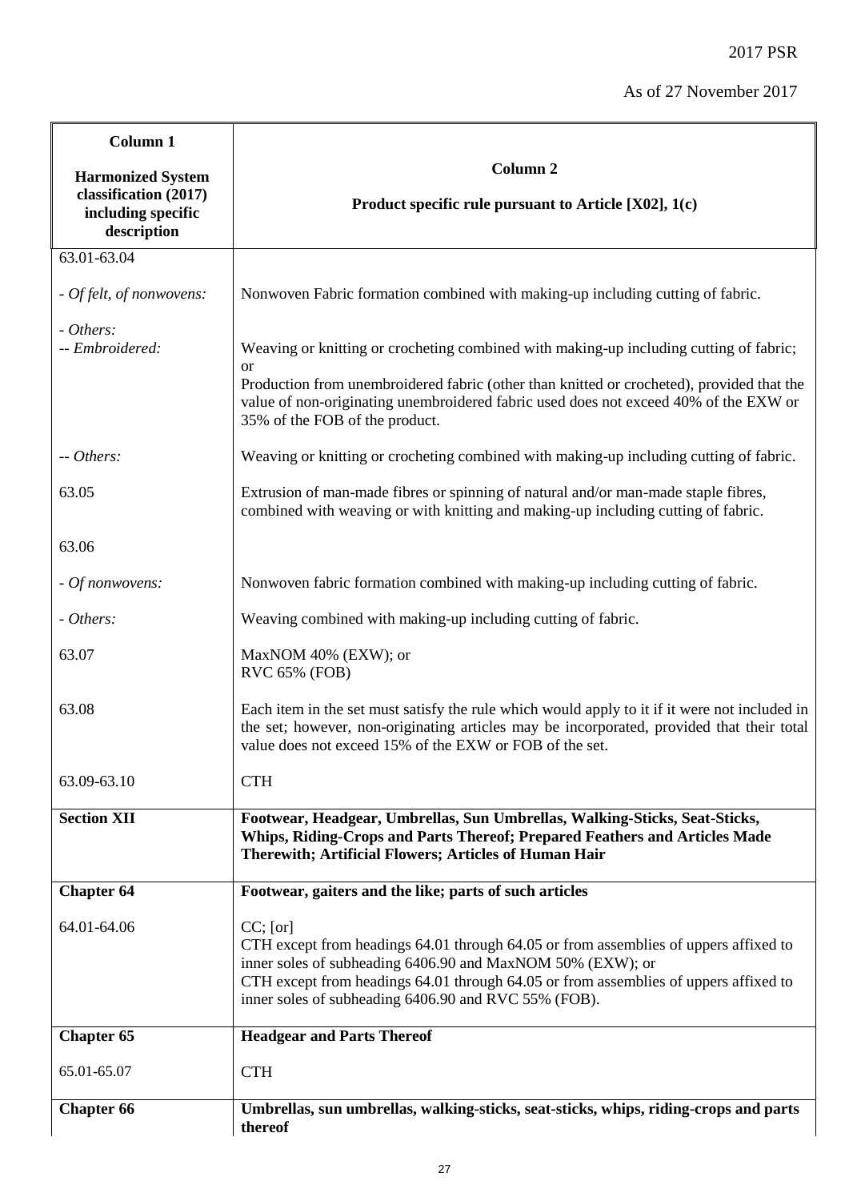| Column 1<br><br>Harmonized System classification (2017) including specific description | Column 2<br><br>Product specific rule pursuant to Article [X02], 1(c) |
|---|---|
| 63.01-63.04 | |
| *- Of felt, of nonwovens:* | Nonwoven Fabric formation combined with making-up including cutting of fabric. |
| *- Others:*<br>*-- Embroidered:* | Weaving or knitting or crocheting combined with making-up including cutting of fabric;<br>or<br>Production from unembroidered fabric (other than knitted or crocheted), provided that the value of non-originating unembroidered fabric used does not exceed 40% of the EXW or 35% of the FOB of the product. |
| *-- Others:* | Weaving or knitting or crocheting combined with making-up including cutting of fabric. |
| 63.05 | Extrusion of man-made fibres or spinning of natural and/or man-made staple fibres, combined with weaving or with knitting and making-up including cutting of fabric. |
| 63.06 | |
| *- Of nonwovens:* | Nonwoven fabric formation combined with making-up including cutting of fabric. |
| *- Others:* | Weaving combined with making-up including cutting of fabric. |
| 63.07 | MaxNOM 40% (EXW); or<br>RVC 65% (FOB) |
| 63.08 | Each item in the set must satisfy the rule which would apply to it if it were not included in the set; however, non-originating articles may be incorporated, provided that their total value does not exceed 15% of the EXW or FOB of the set. |
| 63.09-63.10 | CTH |
| **Section XII** | **Footwear, Headgear, Umbrellas, Sun Umbrellas, Walking-Sticks, Seat-Sticks, Whips, Riding-Crops and Parts Thereof; Prepared Feathers and Articles Made Therewith; Artificial Flowers; Articles of Human Hair** |
| **Chapter 64** | **Footwear, gaiters and the like; parts of such articles** |
| 64.01-64.06 | CC; [or]<br>CTH except from headings 64.01 through 64.05 or from assemblies of uppers affixed to inner soles of subheading 6406.90 and MaxNOM 50% (EXW); or<br>CTH except from headings 64.01 through 64.05 or from assemblies of uppers affixed to inner soles of subheading 6406.90 and RVC 55% (FOB). |
| **Chapter 65** | **Headgear and Parts Thereof** |
| 65.01-65.07 | CTH |
| **Chapter 66** | **Umbrellas, sun umbrellas, walking-sticks, seat-sticks, whips, riding-crops and parts thereof** |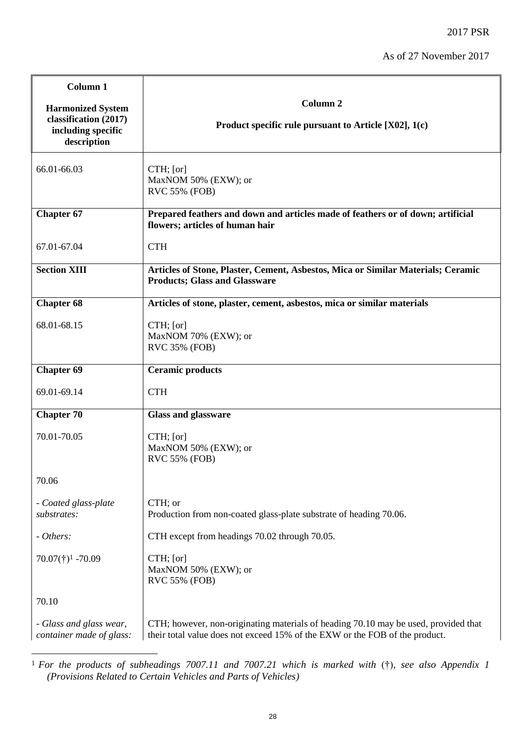2017 PSR

As of 27 November 2017

| **Column 1**<br><br>**Harmonized System classification (2017) including specific description** | **Column 2**<br><br>**Product specific rule pursuant to Article [X02], 1(c)** |
|---|---|
| 66.01-66.03 | CTH; [or]<br>MaxNOM 50% (EXW); or<br>RVC 55% (FOB) |
| **Chapter 67** | **Prepared feathers and down and articles made of feathers or of down; artificial flowers; articles of human hair** |
| 67.01-67.04 | CTH |
| **Section XIII** | **Articles of Stone, Plaster, Cement, Asbestos, Mica or Similar Materials; Ceramic Products; Glass and Glassware** |
| **Chapter 68** | **Articles of stone, plaster, cement, asbestos, mica or similar materials** |
| 68.01-68.15 | CTH; [or]<br>MaxNOM 70% (EXW); or<br>RVC 35% (FOB) |
| **Chapter 69** | **Ceramic products** |
| 69.01-69.14 | CTH |
| **Chapter 70** | **Glass and glassware** |
| 70.01-70.05 | CTH; [or]<br>MaxNOM 50% (EXW); or<br>RVC 55% (FOB) |
| 70.06 | |
| *- Coated glass-plate substrates:* | CTH; or<br>Production from non-coated glass-plate substrate of heading 70.06. |
| *- Others:* | CTH except from headings 70.02 through 70.05. |
| 70.07(†)[1] -70.09 | CTH; [or]<br>MaxNOM 50% (EXW); or<br>RVC 55% (FOB) |
| 70.10 | |
| *- Glass and glass wear, container made of glass:* | CTH; however, non-originating materials of heading 70.10 may be used, provided that their total value does not exceed 15% of the EXW or the FOB of the product. |

[1] *For the products of subheadings 7007.11 and 7007.21 which is marked with (†), see also Appendix 1 (Provisions Related to Certain Vehicles and Parts of Vehicles)*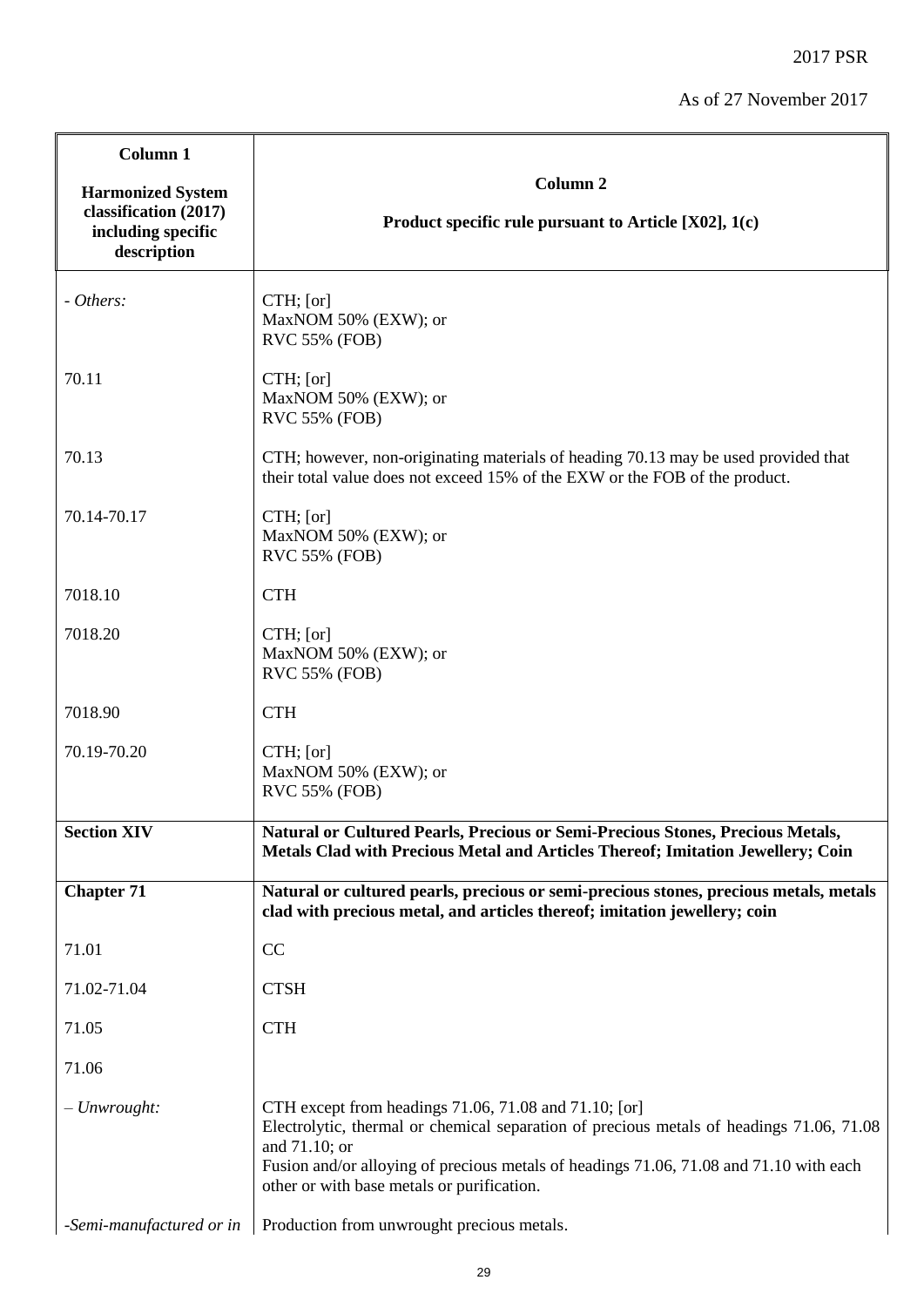| Column 1<br><br>Harmonized System classification (2017) including specific description | Column 2<br><br>Product specific rule pursuant to Article [X02], 1(c) |
|---|---|
| - *Others:* | CTH; [or]<br>MaxNOM 50% (EXW); or<br>RVC 55% (FOB) |
| 70.11 | CTH; [or]<br>MaxNOM 50% (EXW); or<br>RVC 55% (FOB) |
| 70.13 | CTH; however, non-originating materials of heading 70.13 may be used provided that their total value does not exceed 15% of the EXW or the FOB of the product. |
| 70.14-70.17 | CTH; [or]<br>MaxNOM 50% (EXW); or<br>RVC 55% (FOB) |
| 7018.10 | CTH |
| 7018.20 | CTH; [or]<br>MaxNOM 50% (EXW); or<br>RVC 55% (FOB) |
| 7018.90 | CTH |
| 70.19-70.20 | CTH; [or]<br>MaxNOM 50% (EXW); or<br>RVC 55% (FOB) |
| **Section XIV** | **Natural or Cultured Pearls, Precious or Semi-Precious Stones, Precious Metals, Metals Clad with Precious Metal and Articles Thereof; Imitation Jewellery; Coin** |
| **Chapter 71** | **Natural or cultured pearls, precious or semi-precious stones, precious metals, metals clad with precious metal, and articles thereof; imitation jewellery; coin** |
| 71.01 | CC |
| 71.02-71.04 | CTSH |
| 71.05 | CTH |
| 71.06 | |
| – *Unwrought:* | CTH except from headings 71.06, 71.08 and 71.10; [or]<br>Electrolytic, thermal or chemical separation of precious metals of headings 71.06, 71.08 and 71.10; or<br>Fusion and/or alloying of precious metals of headings 71.06, 71.08 and 71.10 with each other or with base metals or purification. |
| -*Semi-manufactured or in* | Production from unwrought precious metals. |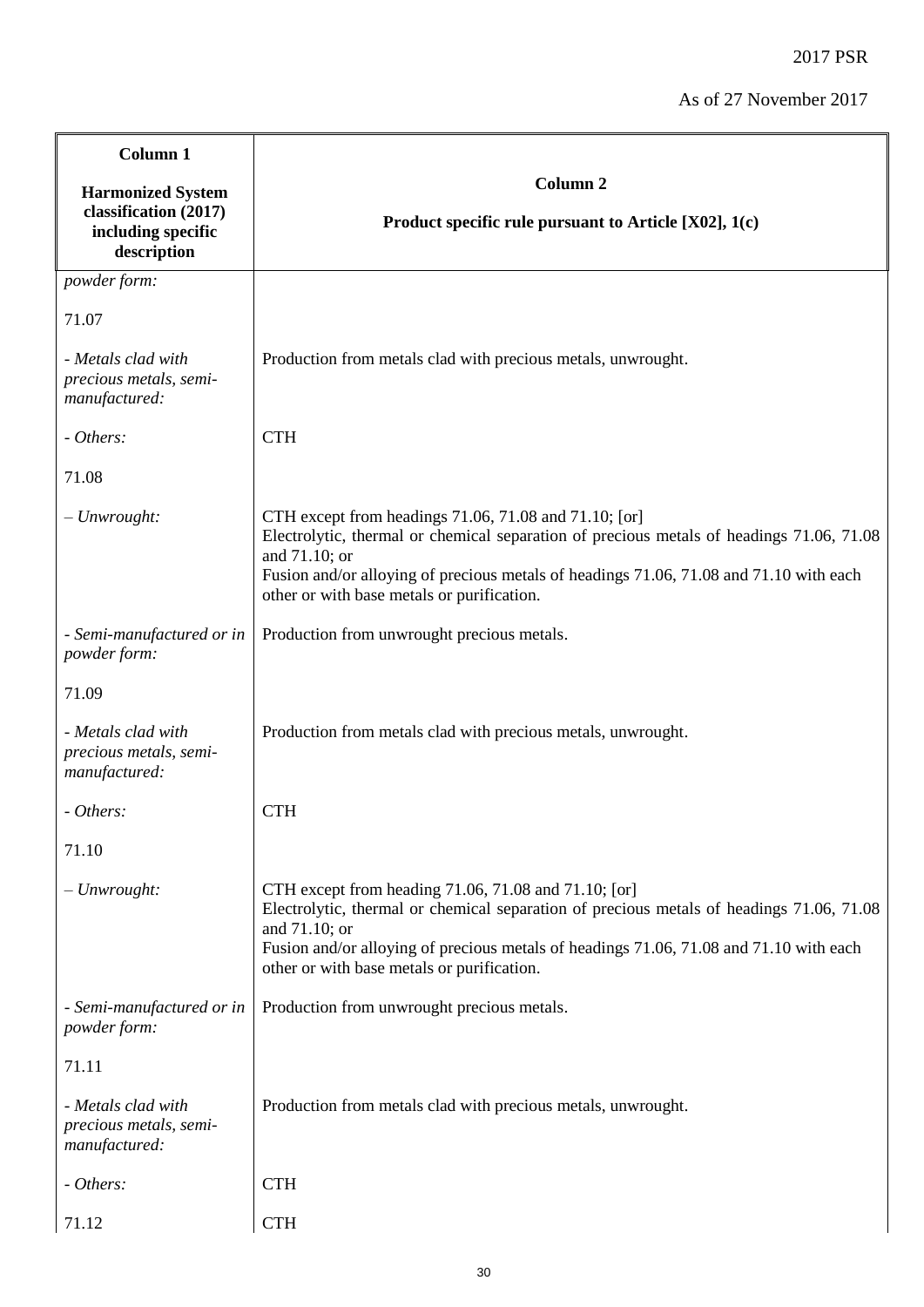| Column 1<br><br>Harmonized System classification (2017) including specific description | Column 2<br><br>Product specific rule pursuant to Article [X02], 1(c) |
|---|---|
| *powder form:* | |
| 71.07 | |
| *- Metals clad with precious metals, semi-manufactured:* | Production from metals clad with precious metals, unwrought. |
| *- Others:* | CTH |
| 71.08 | |
| *– Unwrought:* | CTH except from headings 71.06, 71.08 and 71.10; [or]<br>Electrolytic, thermal or chemical separation of precious metals of headings 71.06, 71.08 and 71.10; or<br>Fusion and/or alloying of precious metals of headings 71.06, 71.08 and 71.10 with each other or with base metals or purification. |
| *- Semi-manufactured or in powder form:* | Production from unwrought precious metals. |
| 71.09 | |
| *- Metals clad with precious metals, semi-manufactured:* | Production from metals clad with precious metals, unwrought. |
| *- Others:* | CTH |
| 71.10 | |
| *– Unwrought:* | CTH except from heading 71.06, 71.08 and 71.10; [or]<br>Electrolytic, thermal or chemical separation of precious metals of headings 71.06, 71.08 and 71.10; or<br>Fusion and/or alloying of precious metals of headings 71.06, 71.08 and 71.10 with each other or with base metals or purification. |
| *- Semi-manufactured or in powder form:* | Production from unwrought precious metals. |
| 71.11 | |
| *- Metals clad with precious metals, semi-manufactured:* | Production from metals clad with precious metals, unwrought. |
| *- Others:* | CTH |
| 71.12 | CTH |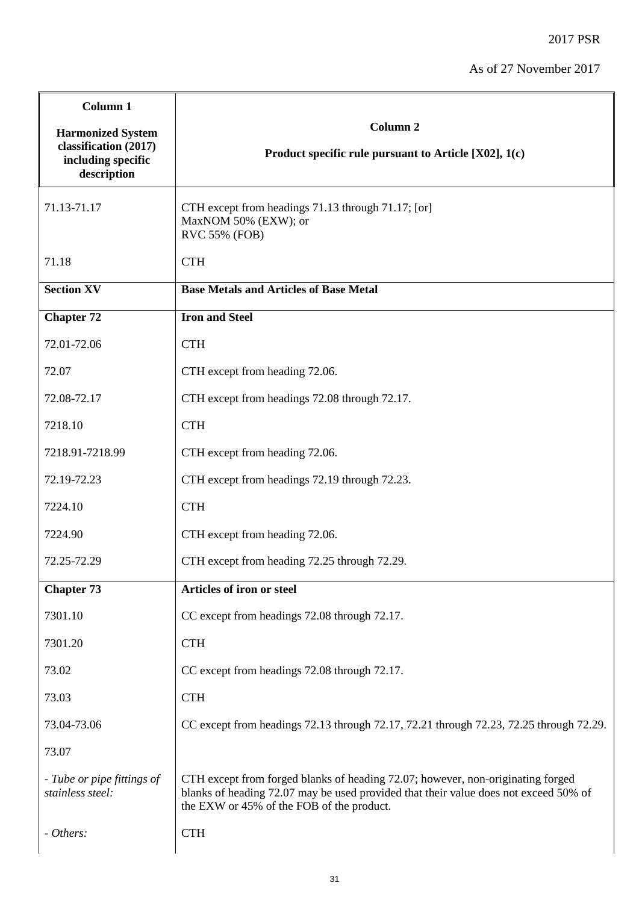2017 PSR

As of 27 November 2017

| **Column 1**<br><br>**Harmonized System classification (2017) including specific description** | **Column 2**<br><br>**Product specific rule pursuant to Article [X02], 1(c)** |
|---|---|
| 71.13-71.17 | CTH except from headings 71.13 through 71.17; [or]<br>MaxNOM 50% (EXW); or<br>RVC 55% (FOB) |
| 71.18 | CTH |
| **Section XV** | **Base Metals and Articles of Base Metal** |
| **Chapter 72** | **Iron and Steel** |
| 72.01-72.06 | CTH |
| 72.07 | CTH except from heading 72.06. |
| 72.08-72.17 | CTH except from headings 72.08 through 72.17. |
| 7218.10 | CTH |
| 7218.91-7218.99 | CTH except from heading 72.06. |
| 72.19-72.23 | CTH except from headings 72.19 through 72.23. |
| 7224.10 | CTH |
| 7224.90 | CTH except from heading 72.06. |
| 72.25-72.29 | CTH except from heading 72.25 through 72.29. |
| **Chapter 73** | **Articles of iron or steel** |
| 7301.10 | CC except from headings 72.08 through 72.17. |
| 7301.20 | CTH |
| 73.02 | CC except from headings 72.08 through 72.17. |
| 73.03 | CTH |
| 73.04-73.06 | CC except from headings 72.13 through 72.17, 72.21 through 72.23, 72.25 through 72.29. |
| 73.07 | |
| *- Tube or pipe fittings of stainless steel:* | CTH except from forged blanks of heading 72.07; however, non-originating forged blanks of heading 72.07 may be used provided that their value does not exceed 50% of the EXW or 45% of the FOB of the product. |
| *- Others:* | CTH |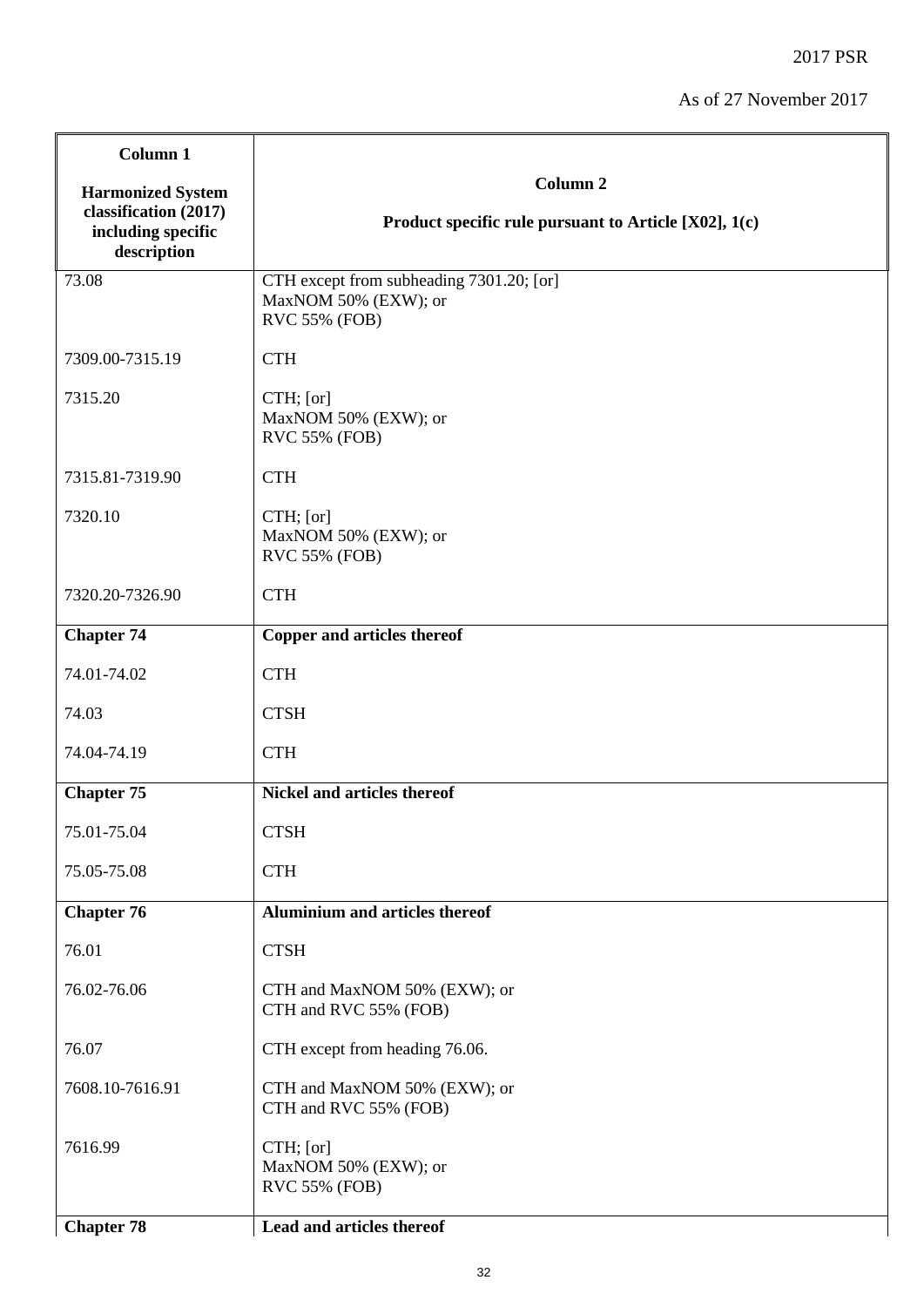| Column 1<br><br>Harmonized System classification (2017) including specific description | Column 2<br><br>Product specific rule pursuant to Article [X02], 1(c) |
|---|---|
| 73.08 | CTH except from subheading 7301.20; [or]<br>MaxNOM 50% (EXW); or<br>RVC 55% (FOB) |
| 7309.00-7315.19 | CTH |
| 7315.20 | CTH; [or]<br>MaxNOM 50% (EXW); or<br>RVC 55% (FOB) |
| 7315.81-7319.90 | CTH |
| 7320.10 | CTH; [or]<br>MaxNOM 50% (EXW); or<br>RVC 55% (FOB) |
| 7320.20-7326.90 | CTH |
| **Chapter 74** | **Copper and articles thereof** |
| 74.01-74.02 | CTH |
| 74.03 | CTSH |
| 74.04-74.19 | CTH |
| **Chapter 75** | **Nickel and articles thereof** |
| 75.01-75.04 | CTSH |
| 75.05-75.08 | CTH |
| **Chapter 76** | **Aluminium and articles thereof** |
| 76.01 | CTSH |
| 76.02-76.06 | CTH and MaxNOM 50% (EXW); or<br>CTH and RVC 55% (FOB) |
| 76.07 | CTH except from heading 76.06. |
| 7608.10-7616.91 | CTH and MaxNOM 50% (EXW); or<br>CTH and RVC 55% (FOB) |
| 7616.99 | CTH; [or]<br>MaxNOM 50% (EXW); or<br>RVC 55% (FOB) |
| **Chapter 78** | **Lead and articles thereof** |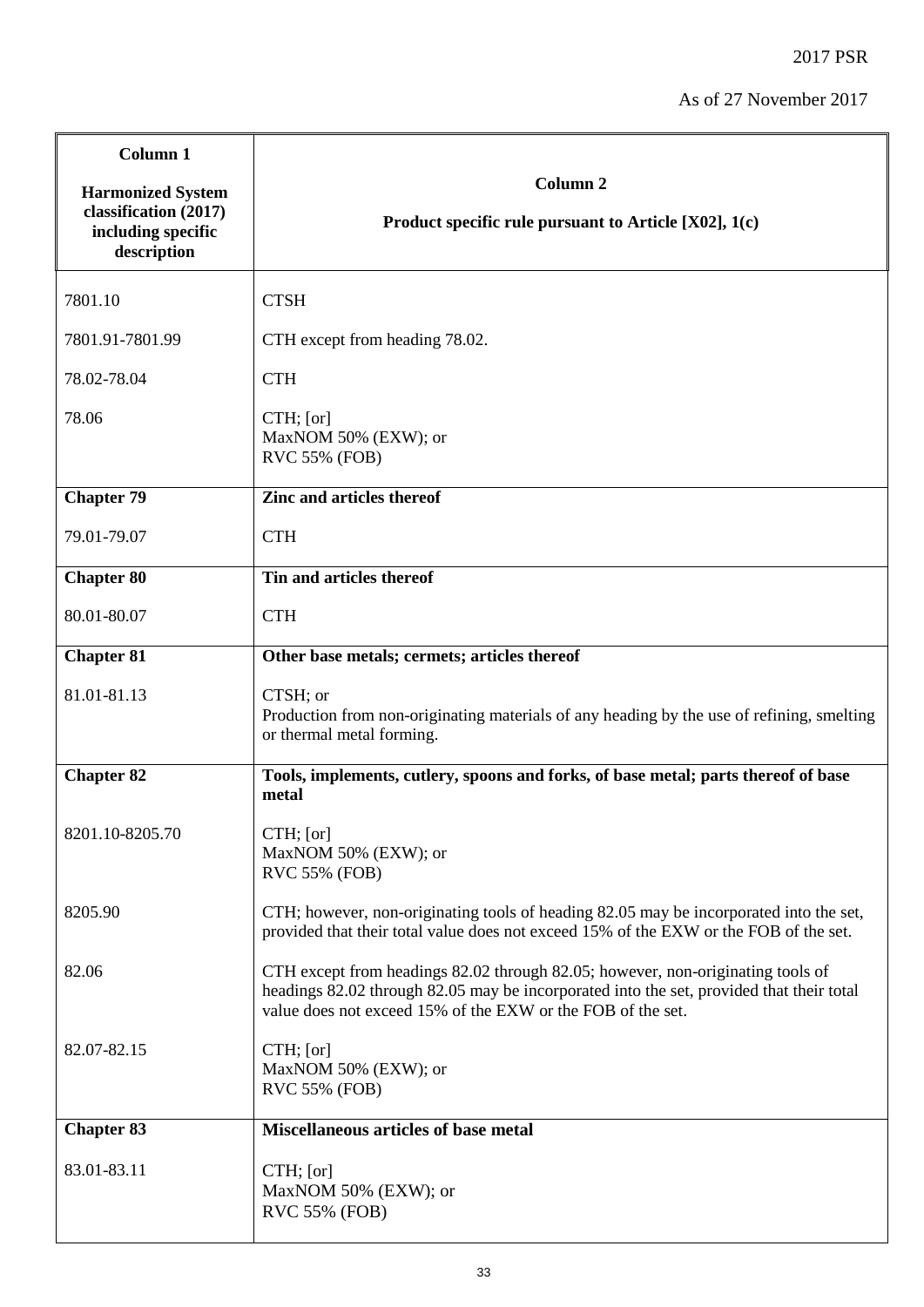| Column 1<br><br>Harmonized System classification (2017) including specific description | Column 2<br><br>Product specific rule pursuant to Article [X02], 1(c) |
|---|---|
| 7801.10 | CTSH |
| 7801.91-7801.99 | CTH except from heading 78.02. |
| 78.02-78.04 | CTH |
| 78.06 | CTH; [or]<br>MaxNOM 50% (EXW); or<br>RVC 55% (FOB) |
| **Chapter 79** | **Zinc and articles thereof** |
| 79.01-79.07 | CTH |
| **Chapter 80** | **Tin and articles thereof** |
| 80.01-80.07 | CTH |
| **Chapter 81** | **Other base metals; cermets; articles thereof** |
| 81.01-81.13 | CTSH; or<br>Production from non-originating materials of any heading by the use of refining, smelting or thermal metal forming. |
| **Chapter 82** | **Tools, implements, cutlery, spoons and forks, of base metal; parts thereof of base metal** |
| 8201.10-8205.70 | CTH; [or]<br>MaxNOM 50% (EXW); or<br>RVC 55% (FOB) |
| 8205.90 | CTH; however, non-originating tools of heading 82.05 may be incorporated into the set, provided that their total value does not exceed 15% of the EXW or the FOB of the set. |
| 82.06 | CTH except from headings 82.02 through 82.05; however, non-originating tools of headings 82.02 through 82.05 may be incorporated into the set, provided that their total value does not exceed 15% of the EXW or the FOB of the set. |
| 82.07-82.15 | CTH; [or]<br>MaxNOM 50% (EXW); or<br>RVC 55% (FOB) |
| **Chapter 83** | **Miscellaneous articles of base metal** |
| 83.01-83.11 | CTH; [or]<br>MaxNOM 50% (EXW); or<br>RVC 55% (FOB) |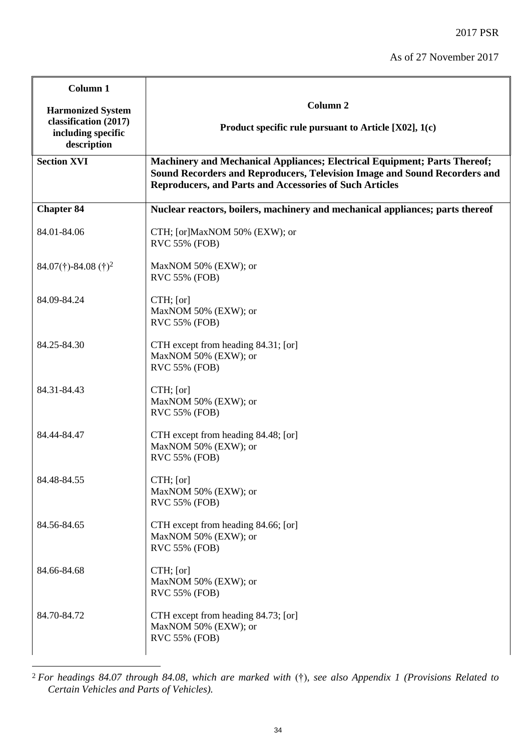| **Column 1**<br><br>**Harmonized System classification (2017) including specific description** | **Column 2**<br><br>**Product specific rule pursuant to Article [X02], 1(c)** |
|---|---|
| **Section XVI** | **Machinery and Mechanical Appliances; Electrical Equipment; Parts Thereof; Sound Recorders and Reproducers, Television Image and Sound Recorders and Reproducers, and Parts and Accessories of Such Articles** |
| **Chapter 84** | **Nuclear reactors, boilers, machinery and mechanical appliances; parts thereof** |
| 84.01-84.06 | CTH; [or]MaxNOM 50% (EXW); or<br>RVC 55% (FOB) |
| 84.07(†)-84.08 (†)[2] | MaxNOM 50% (EXW); or<br>RVC 55% (FOB) |
| 84.09-84.24 | CTH; [or]<br>MaxNOM 50% (EXW); or<br>RVC 55% (FOB) |
| 84.25-84.30 | CTH except from heading 84.31; [or]<br>MaxNOM 50% (EXW); or<br>RVC 55% (FOB) |
| 84.31-84.43 | CTH; [or]<br>MaxNOM 50% (EXW); or<br>RVC 55% (FOB) |
| 84.44-84.47 | CTH except from heading 84.48; [or]<br>MaxNOM 50% (EXW); or<br>RVC 55% (FOB) |
| 84.48-84.55 | CTH; [or]<br>MaxNOM 50% (EXW); or<br>RVC 55% (FOB) |
| 84.56-84.65 | CTH except from heading 84.66; [or]<br>MaxNOM 50% (EXW); or<br>RVC 55% (FOB) |
| 84.66-84.68 | CTH; [or]<br>MaxNOM 50% (EXW); or<br>RVC 55% (FOB) |
| 84.70-84.72 | CTH except from heading 84.73; [or]<br>MaxNOM 50% (EXW); or<br>RVC 55% (FOB) |

[2] *For headings 84.07 through 84.08, which are marked with* (†), *see also Appendix 1 (Provisions Related to Certain Vehicles and Parts of Vehicles).*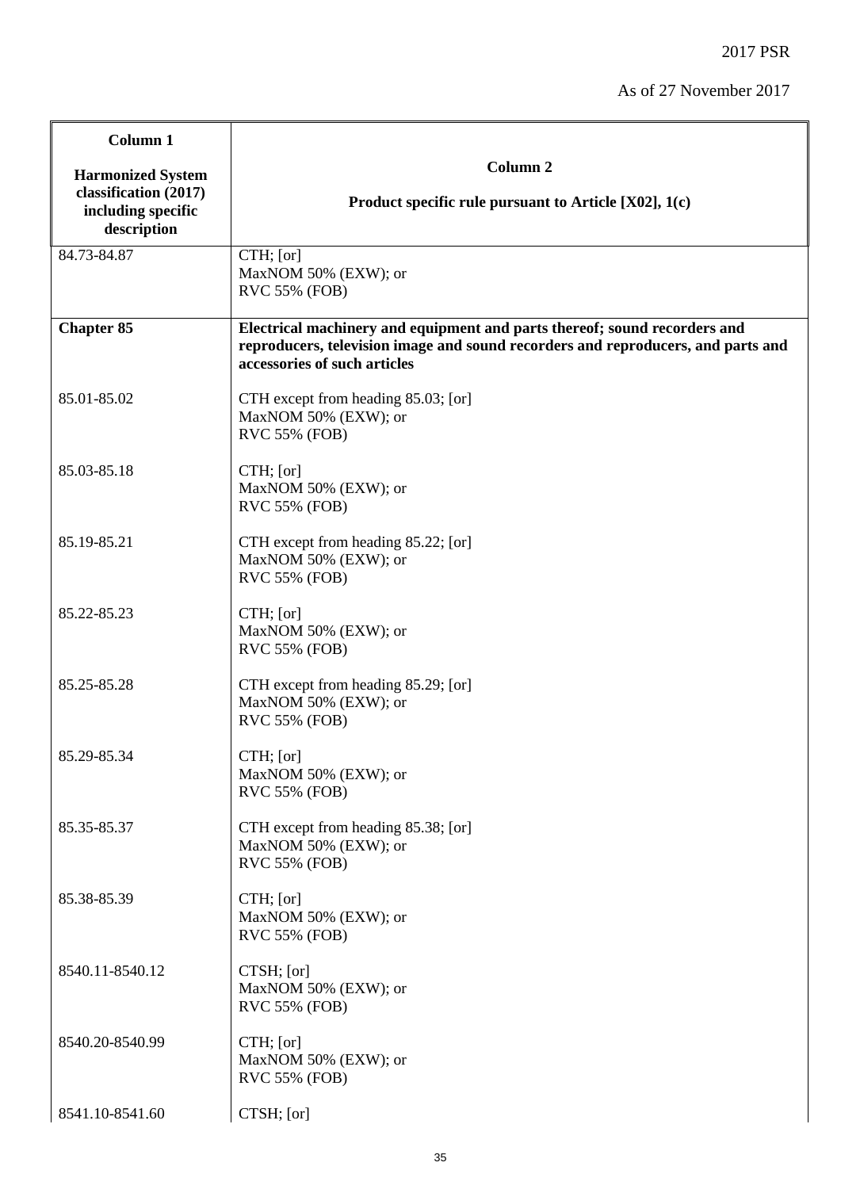| Column 1<br><br>Harmonized System classification (2017) including specific description | Column 2<br><br>Product specific rule pursuant to Article [X02], 1(c) |
|---|---|
| 84.73-84.87 | CTH; [or]<br>MaxNOM 50% (EXW); or<br>RVC 55% (FOB) |
| **Chapter 85** | **Electrical machinery and equipment and parts thereof; sound recorders and reproducers, television image and sound recorders and reproducers, and parts and accessories of such articles** |
| 85.01-85.02 | CTH except from heading 85.03; [or]<br>MaxNOM 50% (EXW); or<br>RVC 55% (FOB) |
| 85.03-85.18 | CTH; [or]<br>MaxNOM 50% (EXW); or<br>RVC 55% (FOB) |
| 85.19-85.21 | CTH except from heading 85.22; [or]<br>MaxNOM 50% (EXW); or<br>RVC 55% (FOB) |
| 85.22-85.23 | CTH; [or]<br>MaxNOM 50% (EXW); or<br>RVC 55% (FOB) |
| 85.25-85.28 | CTH except from heading 85.29; [or]<br>MaxNOM 50% (EXW); or<br>RVC 55% (FOB) |
| 85.29-85.34 | CTH; [or]<br>MaxNOM 50% (EXW); or<br>RVC 55% (FOB) |
| 85.35-85.37 | CTH except from heading 85.38; [or]<br>MaxNOM 50% (EXW); or<br>RVC 55% (FOB) |
| 85.38-85.39 | CTH; [or]<br>MaxNOM 50% (EXW); or<br>RVC 55% (FOB) |
| 8540.11-8540.12 | CTSH; [or]<br>MaxNOM 50% (EXW); or<br>RVC 55% (FOB) |
| 8540.20-8540.99 | CTH; [or]<br>MaxNOM 50% (EXW); or<br>RVC 55% (FOB) |
| 8541.10-8541.60 | CTSH; [or] |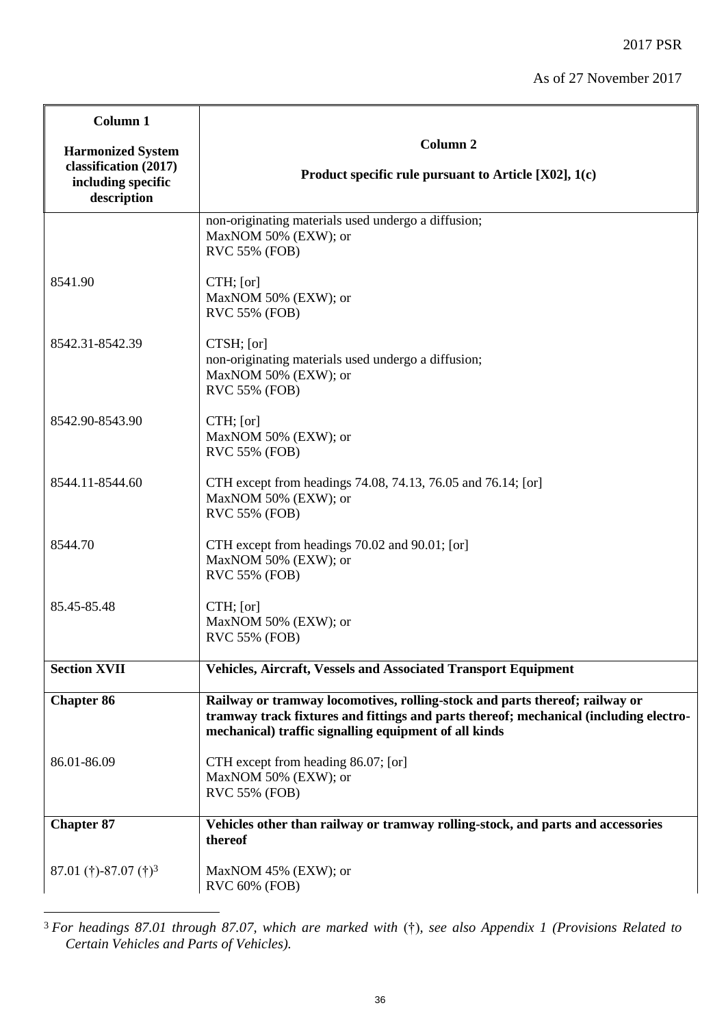| Column 1<br><br>**Harmonized System classification (2017) including specific description** | **Column 2**<br><br>**Product specific rule pursuant to Article [X02], 1(c)** |
|---|---|
| | non-originating materials used undergo a diffusion;<br>MaxNOM 50% (EXW); or<br>RVC 55% (FOB) |
| 8541.90 | CTH; [or]<br>MaxNOM 50% (EXW); or<br>RVC 55% (FOB) |
| 8542.31-8542.39 | CTSH; [or]<br>non-originating materials used undergo a diffusion;<br>MaxNOM 50% (EXW); or<br>RVC 55% (FOB) |
| 8542.90-8543.90 | CTH; [or]<br>MaxNOM 50% (EXW); or<br>RVC 55% (FOB) |
| 8544.11-8544.60 | CTH except from headings 74.08, 74.13, 76.05 and 76.14; [or]<br>MaxNOM 50% (EXW); or<br>RVC 55% (FOB) |
| 8544.70 | CTH except from headings 70.02 and 90.01; [or]<br>MaxNOM 50% (EXW); or<br>RVC 55% (FOB) |
| 85.45-85.48 | CTH; [or]<br>MaxNOM 50% (EXW); or<br>RVC 55% (FOB) |
| **Section XVII** | **Vehicles, Aircraft, Vessels and Associated Transport Equipment** |
| **Chapter 86** | **Railway or tramway locomotives, rolling-stock and parts thereof; railway or tramway track fixtures and fittings and parts thereof; mechanical (including electro-mechanical) traffic signalling equipment of all kinds** |
| 86.01-86.09 | CTH except from heading 86.07; [or]<br>MaxNOM 50% (EXW); or<br>RVC 55% (FOB) |
| **Chapter 87** | **Vehicles other than railway or tramway rolling-stock, and parts and accessories thereof** |
| 87.01 (†)-87.07 (†)[3] | MaxNOM 45% (EXW); or<br>RVC 60% (FOB) |

[3] *For headings 87.01 through 87.07, which are marked with* (†), *see also Appendix 1 (Provisions Related to Certain Vehicles and Parts of Vehicles).*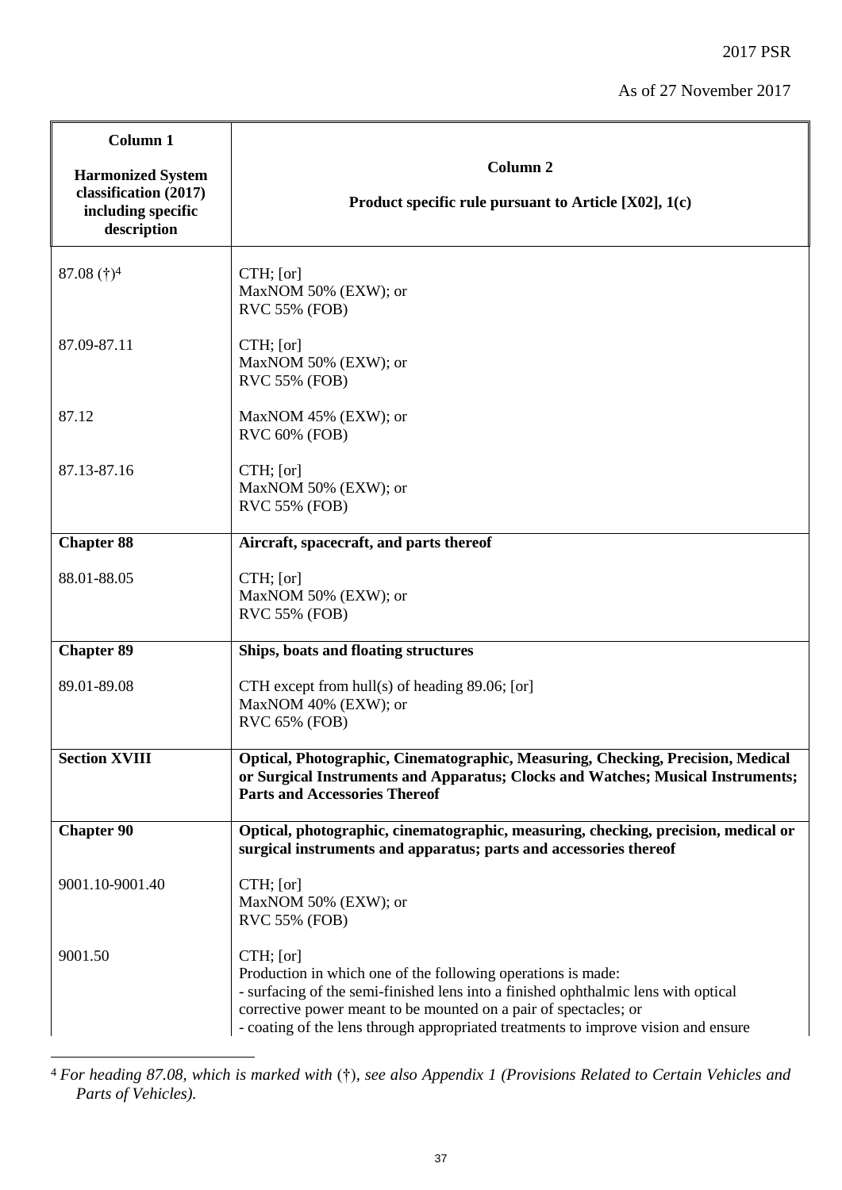| Column 1<br><br>Harmonized System classification (2017) including specific description | Column 2<br><br>Product specific rule pursuant to Article [X02], 1(c) |
|---|---|
| 87.08 (†)[4] | CTH; [or]<br>MaxNOM 50% (EXW); or<br>RVC 55% (FOB) |
| 87.09-87.11 | CTH; [or]<br>MaxNOM 50% (EXW); or<br>RVC 55% (FOB) |
| 87.12 | MaxNOM 45% (EXW); or<br>RVC 60% (FOB) |
| 87.13-87.16 | CTH; [or]<br>MaxNOM 50% (EXW); or<br>RVC 55% (FOB) |
| **Chapter 88** | **Aircraft, spacecraft, and parts thereof** |
| 88.01-88.05 | CTH; [or]<br>MaxNOM 50% (EXW); or<br>RVC 55% (FOB) |
| **Chapter 89** | **Ships, boats and floating structures** |
| 89.01-89.08 | CTH except from hull(s) of heading 89.06; [or]<br>MaxNOM 40% (EXW); or<br>RVC 65% (FOB) |
| **Section XVIII** | **Optical, Photographic, Cinematographic, Measuring, Checking, Precision, Medical or Surgical Instruments and Apparatus; Clocks and Watches; Musical Instruments; Parts and Accessories Thereof** |
| **Chapter 90** | **Optical, photographic, cinematographic, measuring, checking, precision, medical or surgical instruments and apparatus; parts and accessories thereof** |
| 9001.10-9001.40 | CTH; [or]<br>MaxNOM 50% (EXW); or<br>RVC 55% (FOB) |
| 9001.50 | CTH; [or]<br>Production in which one of the following operations is made:<br>- surfacing of the semi-finished lens into a finished ophthalmic lens with optical corrective power meant to be mounted on a pair of spectacles; or<br>- coating of the lens through appropriated treatments to improve vision and ensure |

[4] *For heading 87.08, which is marked with (†), see also Appendix 1 (Provisions Related to Certain Vehicles and Parts of Vehicles).*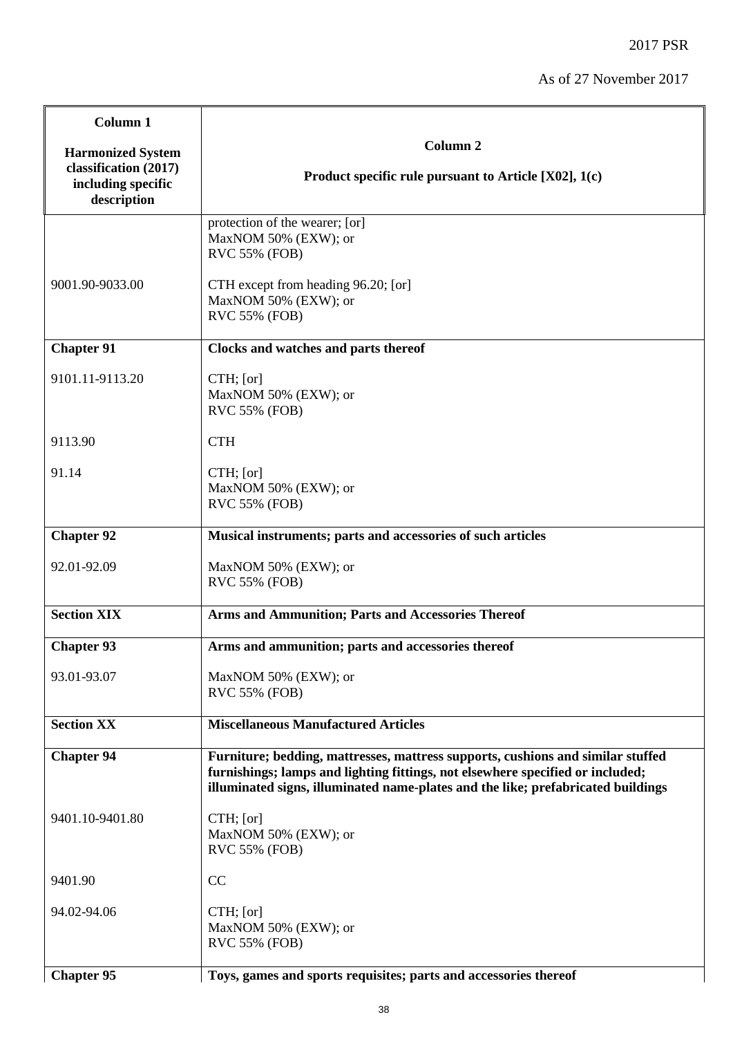| Column 1<br><br>Harmonized System classification (2017) including specific description | Column 2<br><br>Product specific rule pursuant to Article [X02], 1(c) |
|---|---|
| | protection of the wearer; [or]<br>MaxNOM 50% (EXW); or<br>RVC 55% (FOB) |
| 9001.90-9033.00 | CTH except from heading 96.20; [or]<br>MaxNOM 50% (EXW); or<br>RVC 55% (FOB) |
| **Chapter 91** | **Clocks and watches and parts thereof** |
| 9101.11-9113.20 | CTH; [or]<br>MaxNOM 50% (EXW); or<br>RVC 55% (FOB) |
| 9113.90 | CTH |
| 91.14 | CTH; [or]<br>MaxNOM 50% (EXW); or<br>RVC 55% (FOB) |
| **Chapter 92** | **Musical instruments; parts and accessories of such articles** |
| 92.01-92.09 | MaxNOM 50% (EXW); or<br>RVC 55% (FOB) |
| **Section XIX** | **Arms and Ammunition; Parts and Accessories Thereof** |
| **Chapter 93** | **Arms and ammunition; parts and accessories thereof** |
| 93.01-93.07 | MaxNOM 50% (EXW); or<br>RVC 55% (FOB) |
| **Section XX** | **Miscellaneous Manufactured Articles** |
| **Chapter 94** | **Furniture; bedding, mattresses, mattress supports, cushions and similar stuffed furnishings; lamps and lighting fittings, not elsewhere specified or included; illuminated signs, illuminated name-plates and the like; prefabricated buildings** |
| 9401.10-9401.80 | CTH; [or]<br>MaxNOM 50% (EXW); or<br>RVC 55% (FOB) |
| 9401.90 | CC |
| 94.02-94.06 | CTH; [or]<br>MaxNOM 50% (EXW); or<br>RVC 55% (FOB) |
| **Chapter 95** | **Toys, games and sports requisites; parts and accessories thereof** |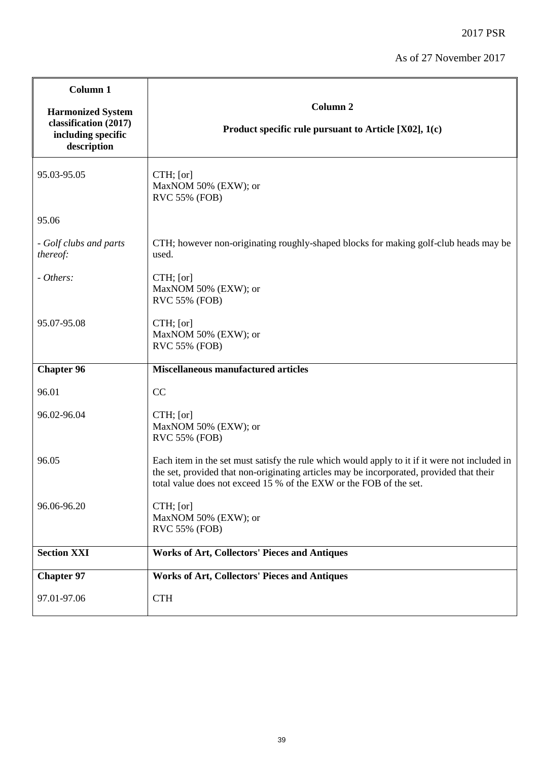2017 PSR

As of 27 November 2017

| Column 1<br><br>Harmonized System classification (2017) including specific description | Column 2<br><br>Product specific rule pursuant to Article [X02], 1(c) |
|---|---|
| 95.03-95.05 | CTH; [or]<br>MaxNOM 50% (EXW); or<br>RVC 55% (FOB) |
| 95.06 | |
| *- Golf clubs and parts thereof:* | CTH; however non-originating roughly-shaped blocks for making golf-club heads may be used. |
| *- Others:* | CTH; [or]<br>MaxNOM 50% (EXW); or<br>RVC 55% (FOB) |
| 95.07-95.08 | CTH; [or]<br>MaxNOM 50% (EXW); or<br>RVC 55% (FOB) |
| **Chapter 96** | **Miscellaneous manufactured articles** |
| 96.01 | CC |
| 96.02-96.04 | CTH; [or]<br>MaxNOM 50% (EXW); or<br>RVC 55% (FOB) |
| 96.05 | Each item in the set must satisfy the rule which would apply to it if it were not included in the set, provided that non-originating articles may be incorporated, provided that their total value does not exceed 15 % of the EXW or the FOB of the set. |
| 96.06-96.20 | CTH; [or]<br>MaxNOM 50% (EXW); or<br>RVC 55% (FOB) |
| **Section XXI** | **Works of Art, Collectors' Pieces and Antiques** |
| **Chapter 97** | **Works of Art, Collectors' Pieces and Antiques** |
| 97.01-97.06 | CTH |